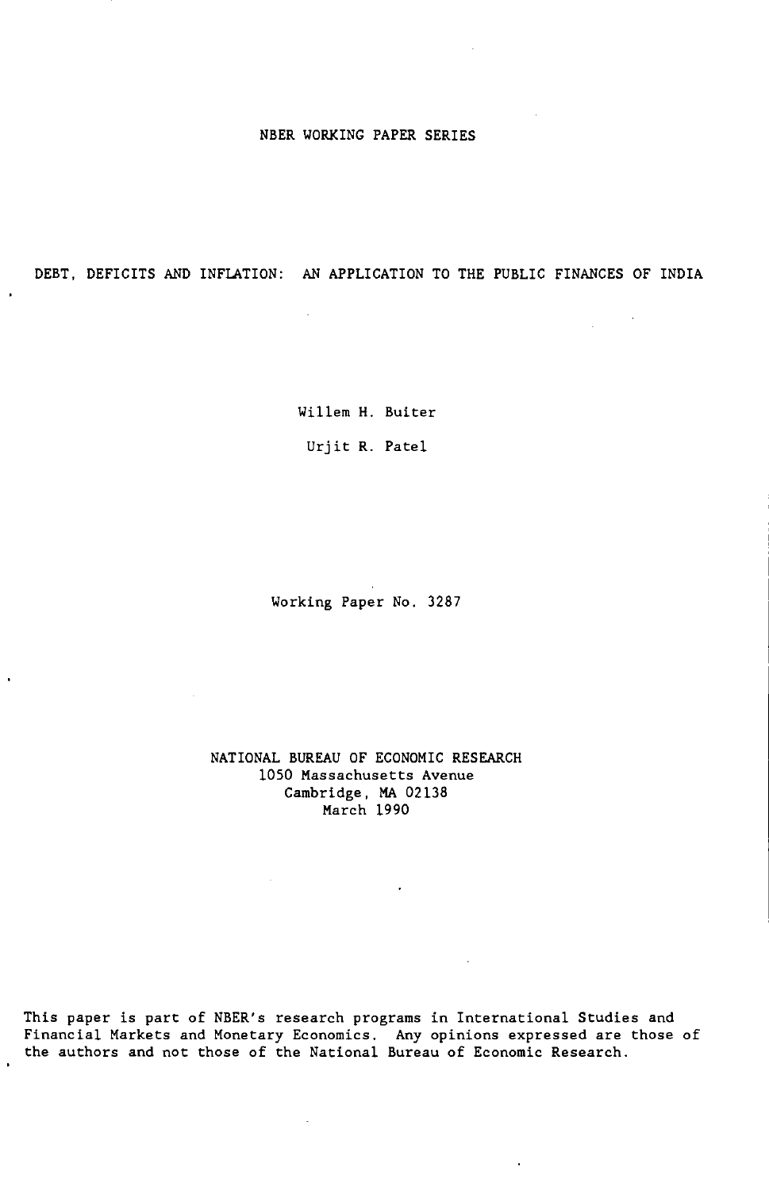NBER WORKING PAPER SERIES

# DEBT, DEFICITS AND INFLATION: AN APPLICATION TO THE PUBLIC FINANCES OF INDIA

Willem H. Buiter

Urjit R. Patel

Working Paper No. 3287

NATIONAL BUREAU OF ECONOMIC RESEARCH
1050 Massachusetts Avenue
Cambridge, MA 02138
March 1990

This paper is part of NBER's research programs in International Studies and Financial Markets and Monetary Economics. Any opinions expressed are those of the authors and not those of the National Bureau of Economic Research.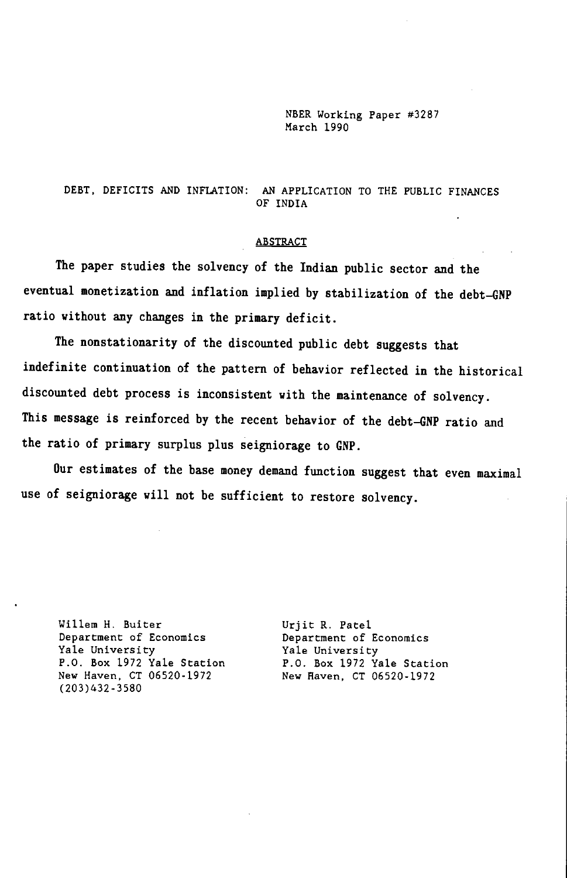NBER Working Paper #3287
March 1990

## DEBT, DEFICITS AND INFLATION: AN APPLICATION TO THE PUBLIC FINANCES OF INDIA

### ABSTRACT

The paper studies the solvency of the Indian public sector and the eventual monetization and inflation implied by stabilization of the debt–GNP ratio without any changes in the primary deficit.

The nonstationarity of the discounted public debt suggests that indefinite continuation of the pattern of behavior reflected in the historical discounted debt process is inconsistent with the maintenance of solvency. This message is reinforced by the recent behavior of the debt–GNP ratio and the ratio of primary surplus plus seigniorage to GNP.

Our estimates of the base money demand function suggest that even maximal use of seigniorage will not be sufficient to restore solvency.

Willem H. Buiter
Department of Economics
Yale University
P.O. Box 1972 Yale Station
New Haven, CT 06520-1972
(203)432-3580

Urjit R. Patel
Department of Economics
Yale University
P.O. Box 1972 Yale Station
New Haven, CT 06520-1972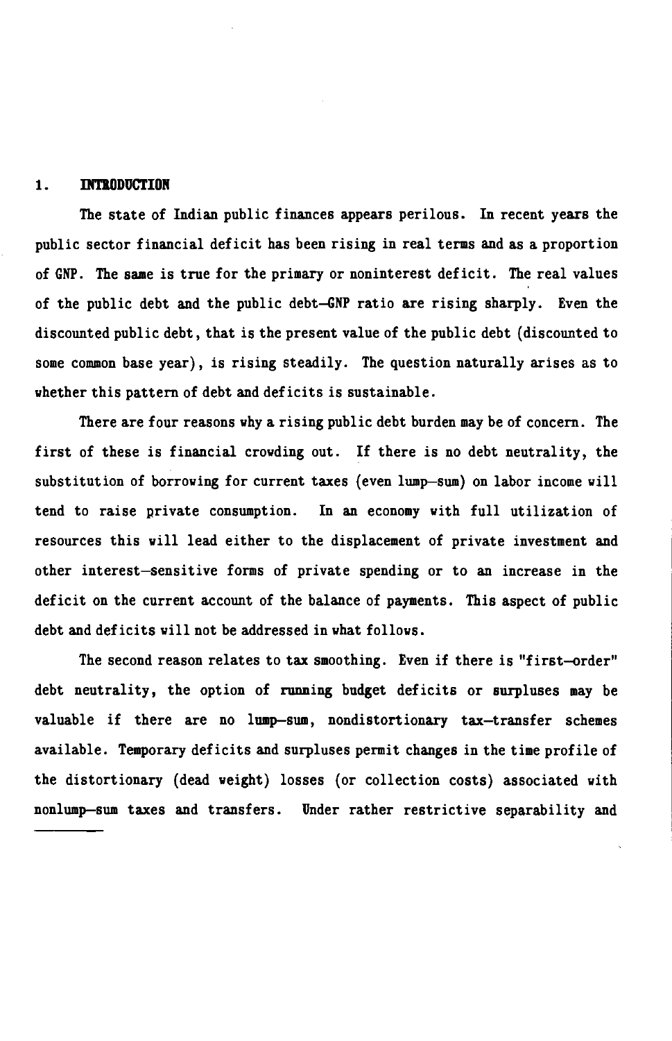## 1. INTRODUCTION

The state of Indian public finances appears perilous. In recent years the public sector financial deficit has been rising in real terms and as a proportion of GNP. The same is true for the primary or noninterest deficit. The real values of the public debt and the public debt–GNP ratio are rising sharply. Even the discounted public debt, that is the present value of the public debt (discounted to some common base year), is rising steadily. The question naturally arises as to whether this pattern of debt and deficits is sustainable.

There are four reasons why a rising public debt burden may be of concern. The first of these is financial crowding out. If there is no debt neutrality, the substitution of borrowing for current taxes (even lump–sum) on labor income will tend to raise private consumption. In an economy with full utilization of resources this will lead either to the displacement of private investment and other interest–sensitive forms of private spending or to an increase in the deficit on the current account of the balance of payments. This aspect of public debt and deficits will not be addressed in what follows.

The second reason relates to tax smoothing. Even if there is "first–order" debt neutrality, the option of running budget deficits or surpluses may be valuable if there are no lump–sum, nondistortionary tax–transfer schemes available. Temporary deficits and surpluses permit changes in the time profile of the distortionary (dead weight) losses (or collection costs) associated with nonlump–sum taxes and transfers. Under rather restrictive separability and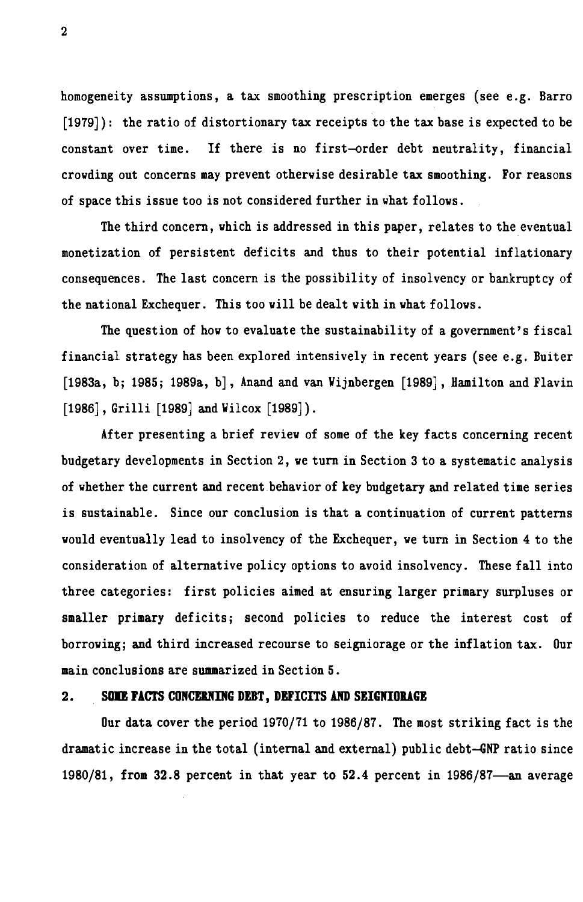homogeneity assumptions, a tax smoothing prescription emerges (see e.g. Barro [1979]): the ratio of distortionary tax receipts to the tax base is expected to be constant over time. If there is no first-order debt neutrality, financial crowding out concerns may prevent otherwise desirable tax smoothing. For reasons of space this issue too is not considered further in what follows.

The third concern, which is addressed in this paper, relates to the eventual monetization of persistent deficits and thus to their potential inflationary consequences. The last concern is the possibility of insolvency or bankruptcy of the national Exchequer. This too will be dealt with in what follows.

The question of how to evaluate the sustainability of a government's fiscal financial strategy has been explored intensively in recent years (see e.g. Buiter [1983a, b; 1985; 1989a, b], Anand and van Wijnbergen [1989], Hamilton and Flavin [1986], Grilli [1989] and Wilcox [1989]).

After presenting a brief review of some of the key facts concerning recent budgetary developments in Section 2, we turn in Section 3 to a systematic analysis of whether the current and recent behavior of key budgetary and related time series is sustainable. Since our conclusion is that a continuation of current patterns would eventually lead to insolvency of the Exchequer, we turn in Section 4 to the consideration of alternative policy options to avoid insolvency. These fall into three categories: first policies aimed at ensuring larger primary surpluses or smaller primary deficits; second policies to reduce the interest cost of borrowing; and third increased recourse to seigniorage or the inflation tax. Our main conclusions are summarized in Section 5.

## 2. SOME FACTS CONCERNING DEBT, DEFICITS AND SEIGNIORAGE

Our data cover the period 1970/71 to 1986/87. The most striking fact is the dramatic increase in the total (internal and external) public debt–GNP ratio since 1980/81, from 32.8 percent in that year to 52.4 percent in 1986/87—an average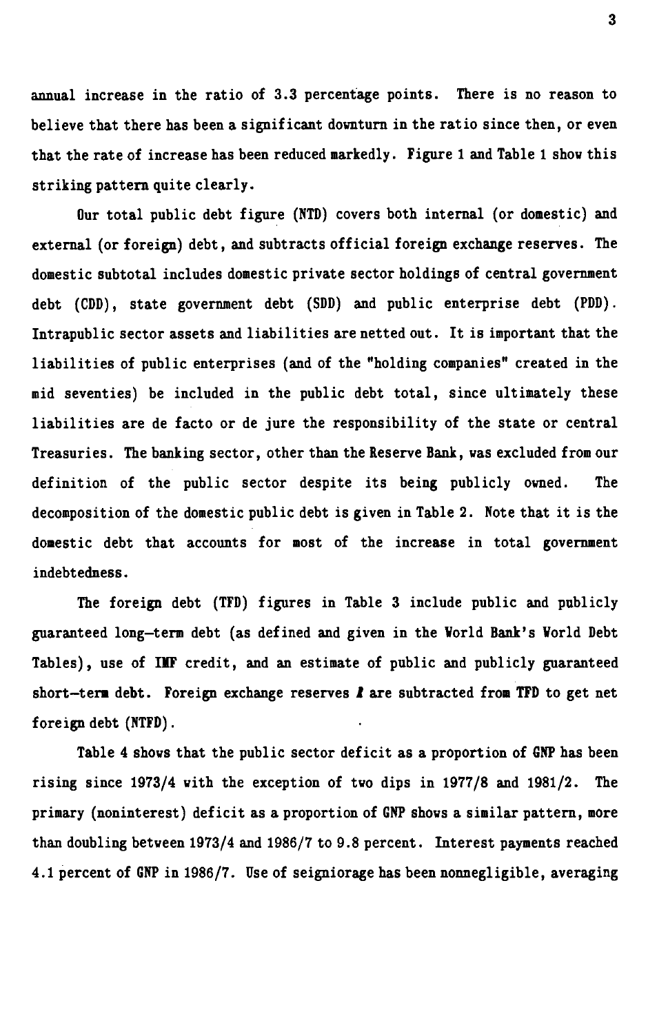annual increase in the ratio of 3.3 percentage points. There is no reason to believe that there has been a significant downturn in the ratio since then, or even that the rate of increase has been reduced markedly. Figure 1 and Table 1 show this striking pattern quite clearly.

Our total public debt figure (NTD) covers both internal (or domestic) and external (or foreign) debt, and subtracts official foreign exchange reserves. The domestic subtotal includes domestic private sector holdings of central government debt (CDD), state government debt (SDD) and public enterprise debt (PDD). Intrapublic sector assets and liabilities are netted out. It is important that the liabilities of public enterprises (and of the "holding companies" created in the mid seventies) be included in the public debt total, since ultimately these liabilities are de facto or de jure the responsibility of the state or central Treasuries. The banking sector, other than the Reserve Bank, was excluded from our definition of the public sector despite its being publicly owned. The decomposition of the domestic public debt is given in Table 2. Note that it is the domestic debt that accounts for most of the increase in total government indebtedness.

The foreign debt (TFD) figures in Table 3 include public and publicly guaranteed long-term debt (as defined and given in the World Bank's World Debt Tables), use of IMF credit, and an estimate of public and publicly guaranteed short-term debt. Foreign exchange reserves $R$ are subtracted from TFD to get net foreign debt (NTFD).

Table 4 shows that the public sector deficit as a proportion of GNP has been rising since 1973/4 with the exception of two dips in 1977/8 and 1981/2. The primary (noninterest) deficit as a proportion of GNP shows a similar pattern, more than doubling between 1973/4 and 1986/7 to 9.8 percent. Interest payments reached 4.1 percent of GNP in 1986/7. Use of seigniorage has been nonnegligible, averaging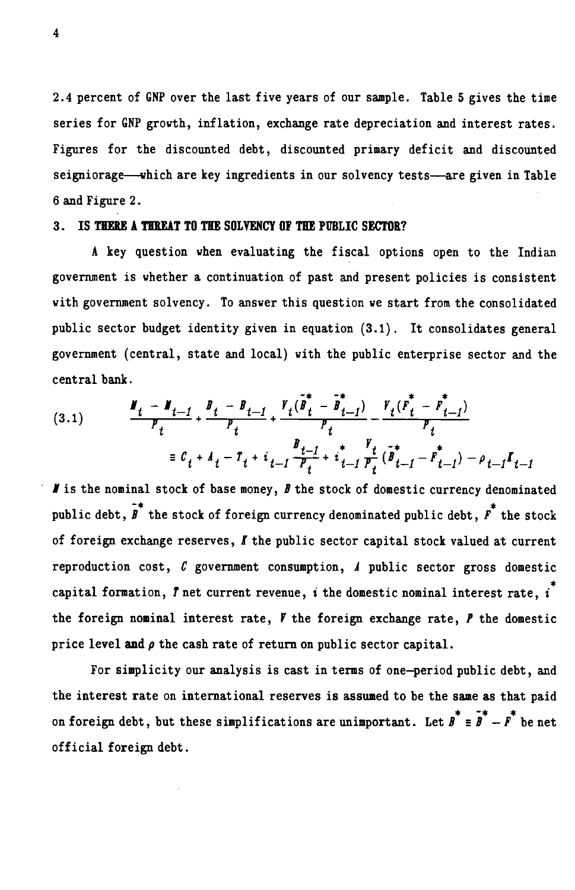2.4 percent of GNP over the last five years of our sample. Table 5 gives the time series for GNP growth, inflation, exchange rate depreciation and interest rates. Figures for the discounted debt, discounted primary deficit and discounted seigniorage—which are key ingredients in our solvency tests—are given in Table 6 and Figure 2.

## 3. IS THERE A THREAT TO THE SOLVENCY OF THE PUBLIC SECTOR?

A key question when evaluating the fiscal options open to the Indian government is whether a continuation of past and present policies is consistent with government solvency. To answer this question we start from the consolidated public sector budget identity given in equation (3.1). It consolidates general government (central, state and local) with the public enterprise sector and the central bank.

$$
(3.1) \qquad \frac{M_t - M_{t-1}}{P_t} + \frac{B_t - B_{t-1}}{P_t} + \frac{V_t(\bar{B}^*_t - \bar{B}^*_{t-1})}{P_t} - \frac{V_t(F^*_t - F^*_{t-1})}{P_t}
$$

$$
\equiv C_t + A_t - T_t + i_{t-1}\frac{B_{t-1}}{P_t} + i^*_{t-1}\frac{V_t}{P_t}(\bar{B}^*_{t-1} - F^*_{t-1}) - \rho_{t-1}K_{t-1}
$$

$M$ is the nominal stock of base money, $B$ the stock of domestic currency denominated public debt, $\bar{B}^*$ the stock of foreign currency denominated public debt, $F^*$ the stock of foreign exchange reserves, $K$ the public sector capital stock valued at current reproduction cost, $C$ government consumption, $A$ public sector gross domestic capital formation, $T$ net current revenue, $i$ the domestic nominal interest rate, $i^*$ the foreign nominal interest rate, $V$ the foreign exchange rate, $P$ the domestic price level and $\rho$ the cash rate of return on public sector capital.

For simplicity our analysis is cast in terms of one–period public debt, and the interest rate on international reserves is assumed to be the same as that paid on foreign debt, but these simplifications are unimportant. Let $B^* \equiv \bar{B}^* - F^*$ be net official foreign debt.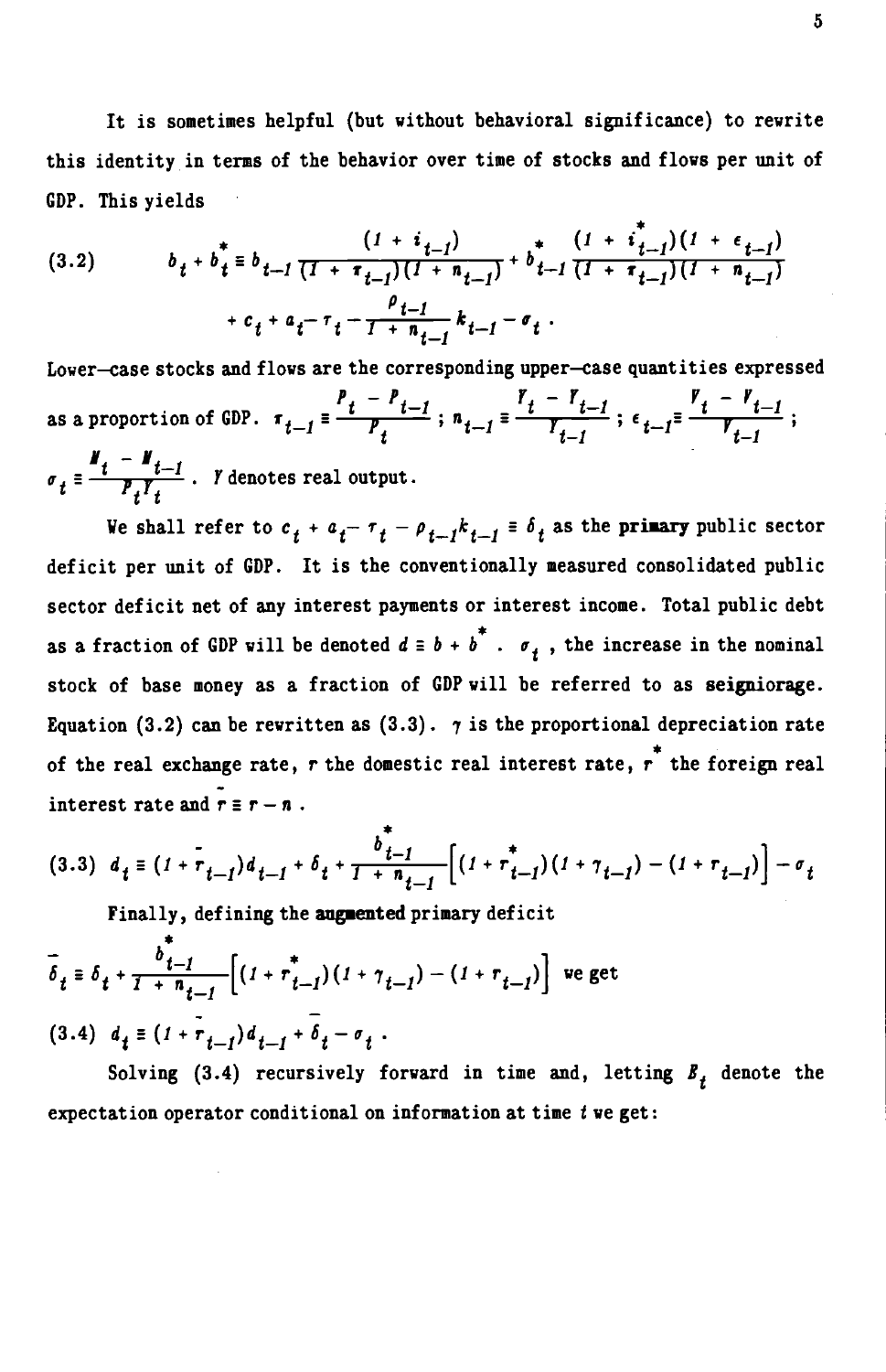It is sometimes helpful (but without behavioral significance) to rewrite this identity in terms of the behavior over time of stocks and flows per unit of GDP. This yields

$$(3.2) \qquad b_t + b_t^* \equiv b_{t-1} \frac{(1 + i_{t-1})}{(1 + \pi_{t-1})(1 + n_{t-1})} + b_{t-1}^* \frac{(1 + i_{t-1}^*)(1 + \epsilon_{t-1})}{(1 + \pi_{t-1})(1 + n_{t-1})}$$
$$+ c_t + a_t - \tau_t - \frac{\rho_{t-1}}{1 + n_{t-1}} k_{t-1} - \sigma_t .$$

Lower-case stocks and flows are the corresponding upper-case quantities expressed as a proportion of GDP. $\pi_{t-1} \equiv \frac{P_t - P_{t-1}}{P_t}$ ; $n_{t-1} \equiv \frac{Y_t - Y_{t-1}}{Y_{t-1}}$ ; $\epsilon_{t-1} \equiv \frac{V_t - V_{t-1}}{V_{t-1}}$ ; $\sigma_t \equiv \frac{M_t - M_{t-1}}{P_t Y_t}$ . $Y$ denotes real output.

We shall refer to $c_t + a_t - \tau_t - \rho_{t-1} k_{t-1} \equiv \delta_t$ as the **primary** public sector deficit per unit of GDP. It is the conventionally measured consolidated public sector deficit net of any interest payments or interest income. Total public debt as a fraction of GDP will be denoted $d \equiv b + b^*$ . $\sigma_t$ , the increase in the nominal stock of base money as a fraction of GDP will be referred to as **seigniorage**. Equation (3.2) can be rewritten as (3.3). $\gamma$ is the proportional depreciation rate of the real exchange rate, $r$ the domestic real interest rate, $r^*$ the foreign real interest rate and $\bar{r} \equiv r - n$ .

$$(3.3) \quad d_t \equiv (1 + \bar{r}_{t-1}) d_{t-1} + \delta_t + \frac{b_{t-1}^*}{1 + n_{t-1}} \left[ (1 + r_{t-1}^*)(1 + \gamma_{t-1}) - (1 + r_{t-1}) \right] - \sigma_t$$

Finally, defining the **augmented** primary deficit

$\bar{\delta}_t \equiv \delta_t + \frac{b_{t-1}^*}{1 + n_{t-1}} \left[ (1 + r_{t-1}^*)(1 + \gamma_{t-1}) - (1 + r_{t-1}) \right]$ we get

$$(3.4) \quad d_t \equiv (1 + \bar{r}_{t-1}) d_{t-1} + \bar{\delta}_t - \sigma_t .$$

Solving (3.4) recursively forward in time and, letting $E_t$ denote the expectation operator conditional on information at time $t$ we get: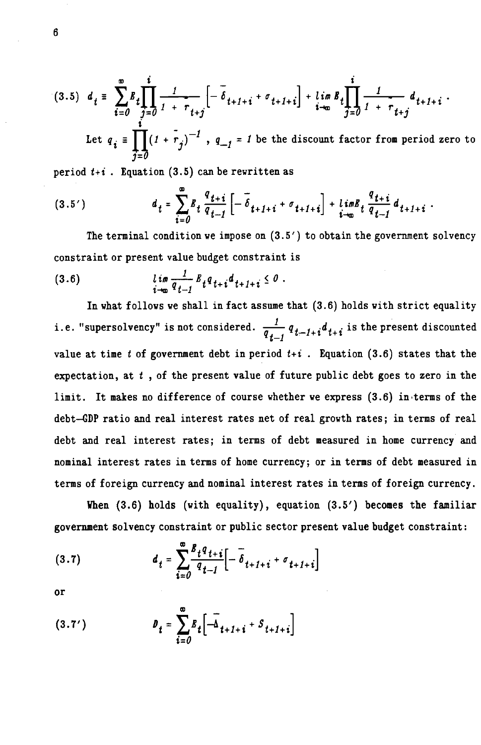$$(3.5)\quad d_t \equiv \sum_{i=0}^{\infty} E_t \prod_{j=0}^{i} \frac{1}{1+\bar{r}_{t+j}} \left[-\bar{\delta}_{t+1+i} + \sigma_{t+1+i}\right] + \lim_{i\to\infty} E_t \prod_{j=0}^{i} \frac{1}{1+\bar{r}_{t+j}} d_{t+1+i}\,.$$

Let $q_i \equiv \prod_{j=0}^{i} (1+\bar{r}_j)^{-1}$ , $q_{-1} = 1$ be the discount factor from period zero to period $t+i$ . Equation (3.5) can be rewritten as

$$(3.5')\qquad d_t = \sum_{i=0}^{\infty} E_t \frac{q_{t+i}}{q_{t-1}} \left[-\bar{\delta}_{t+1+i} + \sigma_{t+1+i}\right] + \lim_{i\to\infty} E_t \frac{q_{t+i}}{q_{t-1}} d_{t+1+i}\,.$$

The terminal condition we impose on (3.5′) to obtain the government solvency constraint or present value budget constraint is

$$(3.6)\qquad \lim_{i\to\infty} \frac{1}{q_{t-1}} E_t q_{t+i} d_{t+1+i} \leq 0\,.$$

In what follows we shall in fact assume that (3.6) holds with strict equality i.e. "supersolvency" is not considered. $\frac{1}{q_{t-1}} q_{t-1+i} d_{t+i}$ is the present discounted value at time $t$ of government debt in period $t+i$ . Equation (3.6) states that the expectation, at $t$ , of the present value of future public debt goes to zero in the limit. It makes no difference of course whether we express (3.6) in terms of the debt–GDP ratio and real interest rates net of real growth rates; in terms of real debt and real interest rates; in terms of debt measured in home currency and nominal interest rates in terms of home currency; or in terms of debt measured in terms of foreign currency and nominal interest rates in terms of foreign currency.

When (3.6) holds (with equality), equation (3.5′) becomes the familiar government solvency constraint or public sector present value budget constraint:

$$(3.7)\qquad d_t = \sum_{i=0}^{\infty} \frac{E_t q_{t+i}}{q_{t-1}} \left[-\bar{\delta}_{t+1+i} + \sigma_{t+1+i}\right]$$

or

$$(3.7')\qquad D_t = \sum_{i=0}^{\infty} E_t \left[-\bar{\Delta}_{t+1+i} + S_{t+1+i}\right]$$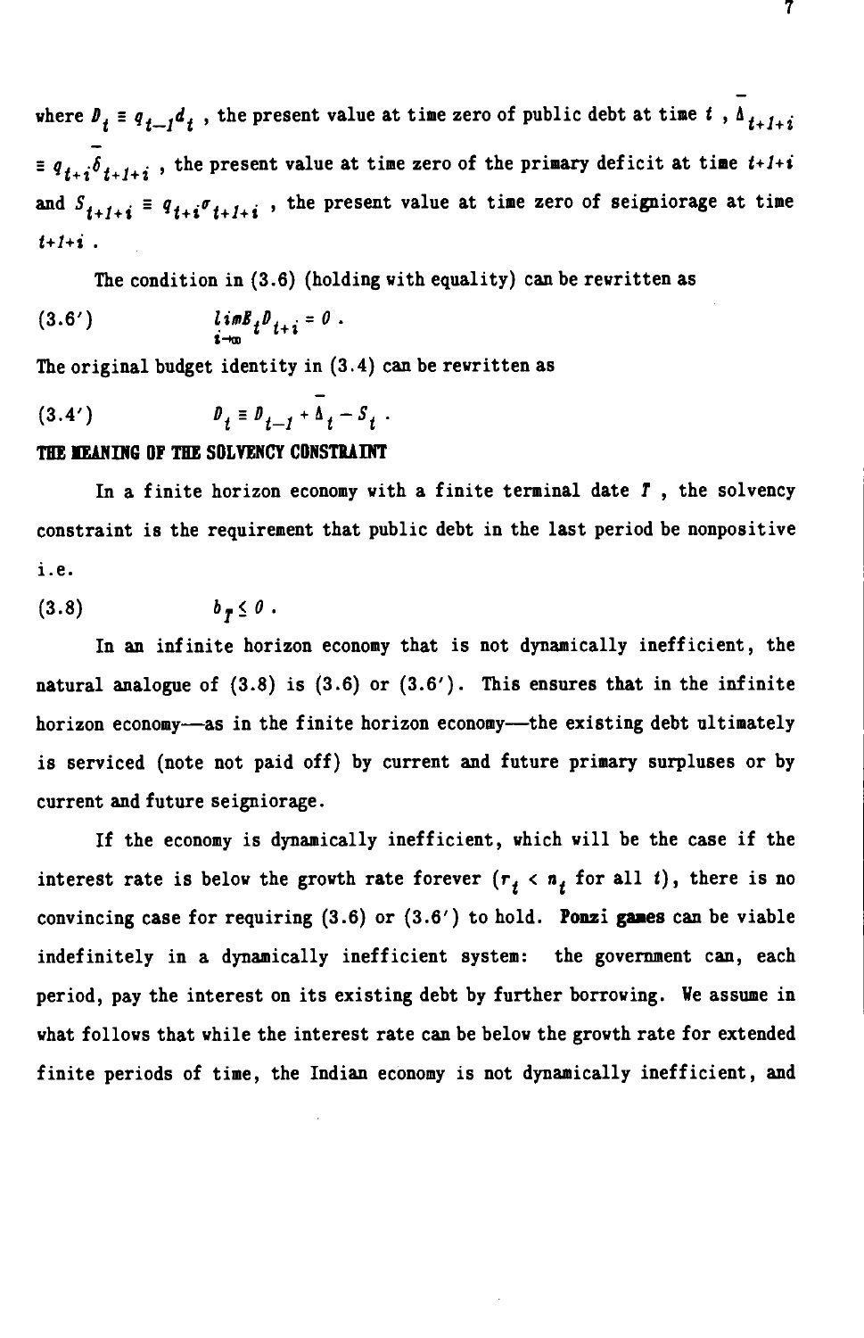where $D_t \equiv q_{t-1}d_t$ , the present value at time zero of public debt at time $t$ , $\bar{\Delta}_{t+1+i} \equiv q_{t+i}\bar{\delta}_{t+1+i}$ , the present value at time zero of the primary deficit at time $t+1+i$ and $S_{t+1+i} \equiv q_{t+i}\sigma_{t+1+i}$ , the present value at time zero of seigniorage at time $t+1+i$ .

The condition in (3.6) (holding with equality) can be rewritten as

$$\lim_{i\to\infty} E_t D_{t+i} = 0 . \tag{3.6'}$$

The original budget identity in (3.4) can be rewritten as

$$D_t \equiv D_{t-1} + \bar{\Delta}_t - S_t . \tag{3.4'}$$

**THE MEANING OF THE SOLVENCY CONSTRAINT**

In a finite horizon economy with a finite terminal date $T$ , the solvency constraint is the requirement that public debt in the last period be nonpositive i.e.

$$b_T \leq 0 . \tag{3.8}$$

In an infinite horizon economy that is not dynamically inefficient, the natural analogue of (3.8) is (3.6) or (3.6′). This ensures that in the infinite horizon economy—as in the finite horizon economy—the existing debt ultimately is serviced (note not paid off) by current and future primary surpluses or by current and future seigniorage.

If the economy is dynamically inefficient, which will be the case if the interest rate is below the growth rate forever ($r_t < n_t$ for all $t$), there is no convincing case for requiring (3.6) or (3.6′) to hold. **Ponzi games** can be viable indefinitely in a dynamically inefficient system: the government can, each period, pay the interest on its existing debt by further borrowing. We assume in what follows that while the interest rate can be below the growth rate for extended finite periods of time, the Indian economy is not dynamically inefficient, and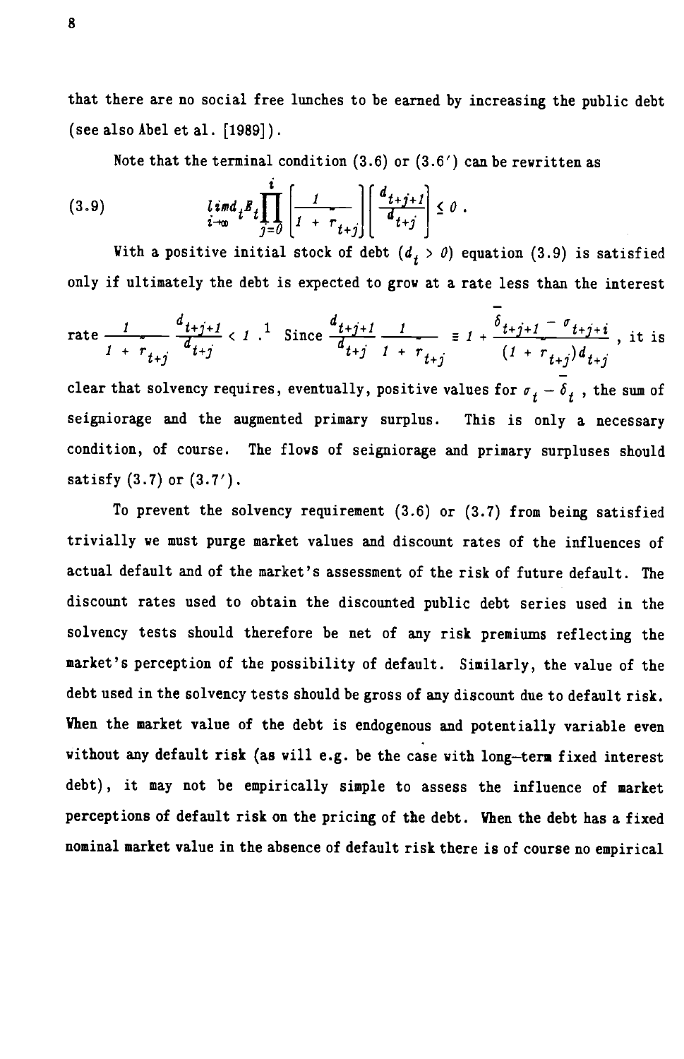that there are no social free lunches to be earned by increasing the public debt (see also Abel et al. [1989]).

Note that the terminal condition (3.6) or (3.6′) can be rewritten as

$$(3.9) \qquad \lim_{i \to \infty} d_t E_t \prod_{j=0}^{i} \left[\frac{1}{1 + r_{t+j}}\right]\left[\frac{d_{t+j+1}}{d_{t+j}}\right] \leq 0 .$$

With a positive initial stock of debt ($d_t > 0$) equation (3.9) is satisfied only if ultimately the debt is expected to grow at a rate less than the interest rate $\frac{1}{1 + r_{t+j}} \frac{d_{t+j+1}}{d_{t+j}} < 1$.[1] Since $\frac{d_{t+j+1}}{d_{t+j}} \frac{1}{1 + r_{t+j}} \equiv 1 + \frac{\bar{\delta}_{t+j+1} - \sigma_{t+j+i}}{(1 + r_{t+j})d_{t+j}}$, it is clear that solvency requires, eventually, positive values for $\sigma_t - \bar{\delta}_t$, the sum of seigniorage and the augmented primary surplus. This is only a necessary condition, of course. The flows of seigniorage and primary surpluses should satisfy (3.7) or (3.7′).

To prevent the solvency requirement (3.6) or (3.7) from being satisfied trivially we must purge market values and discount rates of the influences of actual default and of the market's assessment of the risk of future default. The discount rates used to obtain the discounted public debt series used in the solvency tests should therefore be net of any risk premiums reflecting the market's perception of the possibility of default. Similarly, the value of the debt used in the solvency tests should be gross of any discount due to default risk. When the market value of the debt is endogenous and potentially variable even without any default risk (as will e.g. be the case with long–term fixed interest debt), it may not be empirically simple to assess the influence of market perceptions of default risk on the pricing of the debt. When the debt has a fixed nominal market value in the absence of default risk there is of course no empirical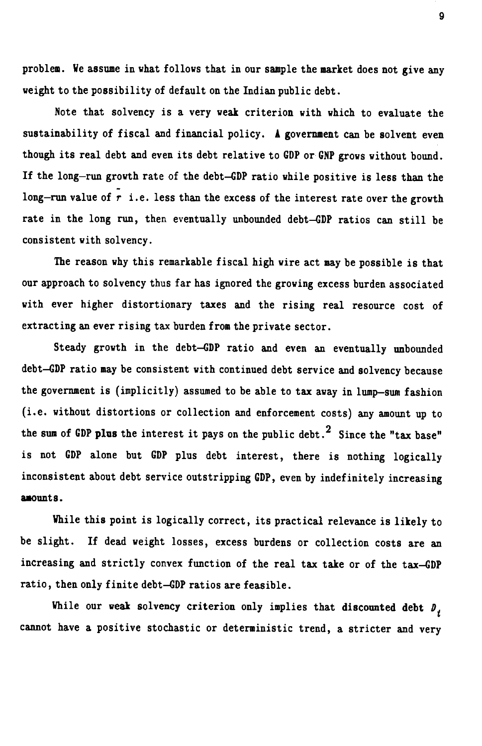problem. We assume in what follows that in our sample the market does not give any weight to the possibility of default on the Indian public debt.

Note that solvency is a very weak criterion with which to evaluate the sustainability of fiscal and financial policy. A government can be solvent even though its real debt and even its debt relative to GDP or GNP grows without bound. If the long-run growth rate of the debt-GDP ratio while positive is less than the long-run value of $\bar{r}$ i.e. less than the excess of the interest rate over the growth rate in the long run, then eventually unbounded debt-GDP ratios can still be consistent with solvency.

The reason why this remarkable fiscal high wire act may be possible is that our approach to solvency thus far has ignored the growing excess burden associated with ever higher distortionary taxes and the rising real resource cost of extracting an ever rising tax burden from the private sector.

Steady growth in the debt-GDP ratio and even an eventually unbounded debt-GDP ratio may be consistent with continued debt service and solvency because the government is (implicitly) assumed to be able to tax away in lump-sum fashion (i.e. without distortions or collection and enforcement costs) any amount up to the sum of GDP **plus** the interest it pays on the public debt.[2] Since the "tax base" is not GDP alone but GDP plus debt interest, there is nothing logically inconsistent about debt service outstripping GDP, even by indefinitely increasing amounts.

While this point is logically correct, its practical relevance is likely to be slight. If dead weight losses, excess burdens or collection costs are an increasing and strictly convex function of the real tax take or of the tax-GDP ratio, then only finite debt-GDP ratios are feasible.

While our weak solvency criterion only implies that discounted debt $D_t$ cannot have a positive stochastic or deterministic trend, a stricter and very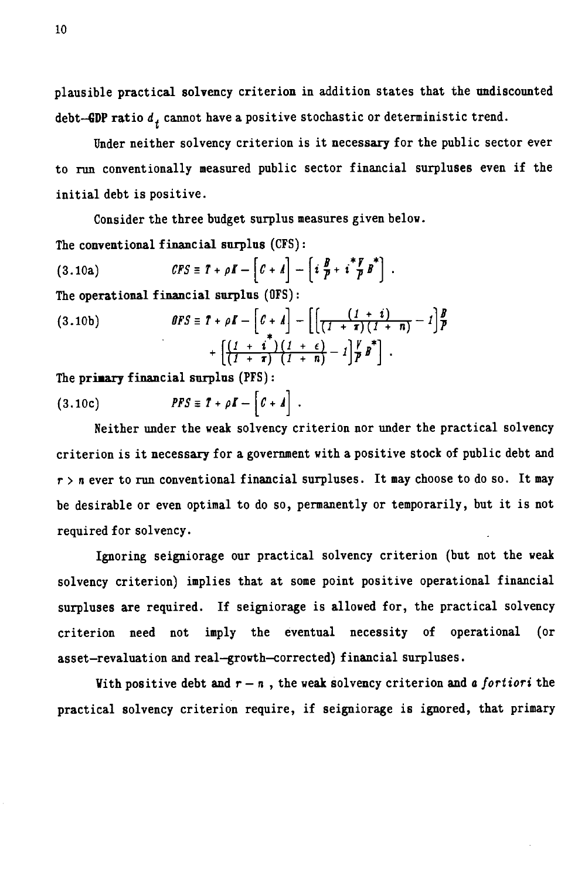plausible practical solvency criterion in addition states that the undiscounted debt–GDP ratio $d_t$ cannot have a positive stochastic or deterministic trend.

Under neither solvency criterion is it necessary for the public sector ever to run conventionally measured public sector financial surpluses even if the initial debt is positive.

Consider the three budget surplus measures given below.

The conventional financial surplus (CFS):

$$CFS \equiv T + \rho K - \left[C + I\right] - \left[i\frac{B}{P} + i^{*}\frac{V}{P}B^{*}\right] . \tag{3.10a}$$

The operational financial surplus (OFS):

$$OFS \equiv T + \rho K - \left[C + I\right] - \left[\left[\frac{(1 + i)}{(1 + \pi)(1 + n)} - 1\right]\frac{B}{P} + \left[\frac{(1 + i^{*})(1 + \epsilon)}{(1 + \pi)\ (1 + n)} - 1\right]\frac{V}{P}B^{*}\right] . \tag{3.10b}$$

The primary financial surplus (PFS):

$$PFS \equiv T + \rho K - \left[C + I\right] . \tag{3.10c}$$

Neither under the weak solvency criterion nor under the practical solvency criterion is it necessary for a government with a positive stock of public debt and $r > n$ ever to run conventional financial surpluses. It may choose to do so. It may be desirable or even optimal to do so, permanently or temporarily, but it is not required for solvency.

Ignoring seigniorage our practical solvency criterion (but not the weak solvency criterion) implies that at some point positive operational financial surpluses are required. If seigniorage is allowed for, the practical solvency criterion need not imply the eventual necessity of operational (or asset–revaluation and real–growth–corrected) financial surpluses.

With positive debt and $r - n$ , the weak solvency criterion and *a fortiori* the practical solvency criterion require, if seigniorage is ignored, that primary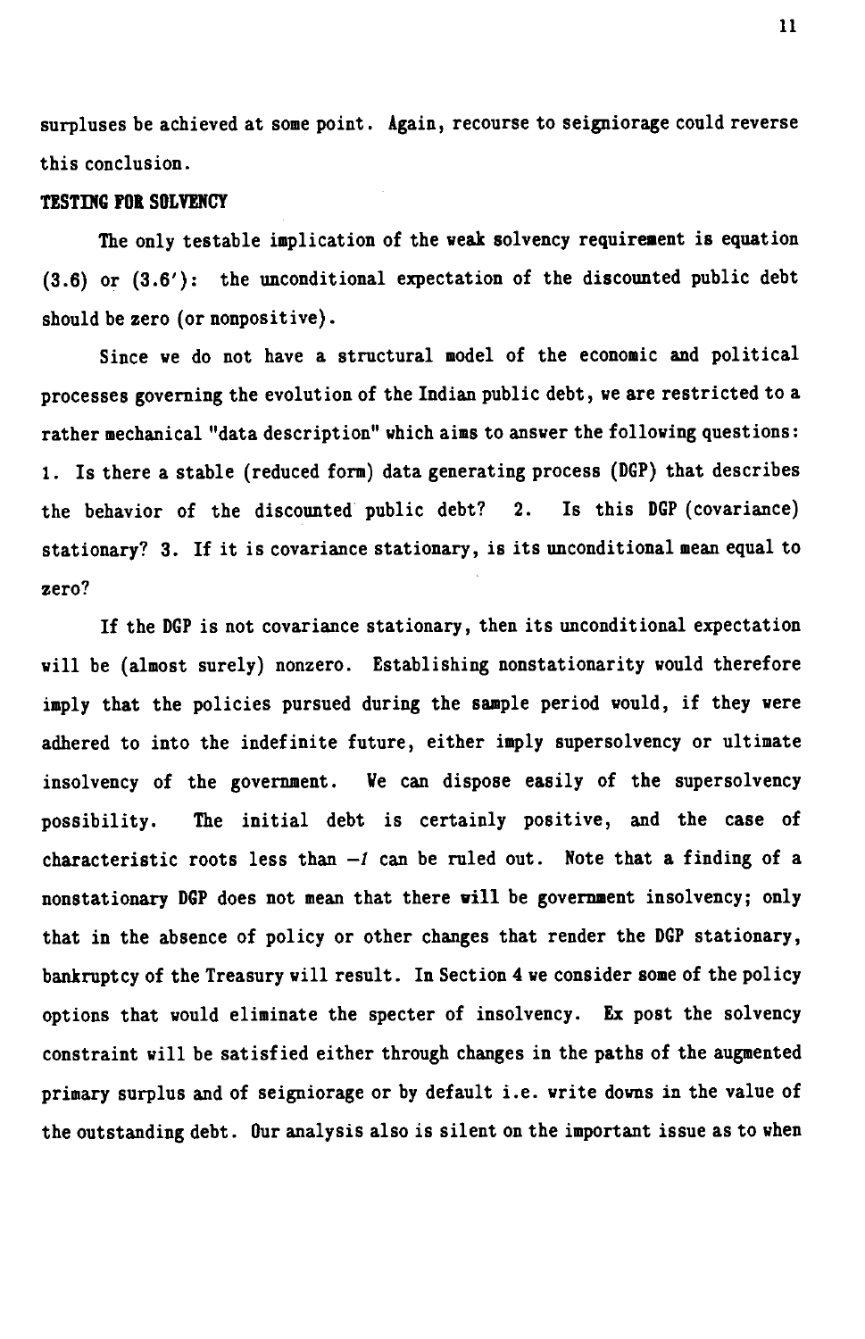surpluses be achieved at some point. Again, recourse to seigniorage could reverse this conclusion.

**TESTING FOR SOLVENCY**

The only testable implication of the weak solvency requirement is equation (3.6) or (3.6′): the unconditional expectation of the discounted public debt should be zero (or nonpositive).

Since we do not have a structural model of the economic and political processes governing the evolution of the Indian public debt, we are restricted to a rather mechanical "data description" which aims to answer the following questions: 1. Is there a stable (reduced form) data generating process (DGP) that describes the behavior of the discounted public debt? 2. Is this DGP (covariance) stationary? 3. If it is covariance stationary, is its unconditional mean equal to zero?

If the DGP is not covariance stationary, then its unconditional expectation will be (almost surely) nonzero. Establishing nonstationarity would therefore imply that the policies pursued during the sample period would, if they were adhered to into the indefinite future, either imply supersolvency or ultimate insolvency of the government. We can dispose easily of the supersolvency possibility. The initial debt is certainly positive, and the case of characteristic roots less than $-1$ can be ruled out. Note that a finding of a nonstationary DGP does not mean that there will be government insolvency; only that in the absence of policy or other changes that render the DGP stationary, bankruptcy of the Treasury will result. In Section 4 we consider some of the policy options that would eliminate the specter of insolvency. Ex post the solvency constraint will be satisfied either through changes in the paths of the augmented primary surplus and of seigniorage or by default i.e. write downs in the value of the outstanding debt. Our analysis also is silent on the important issue as to when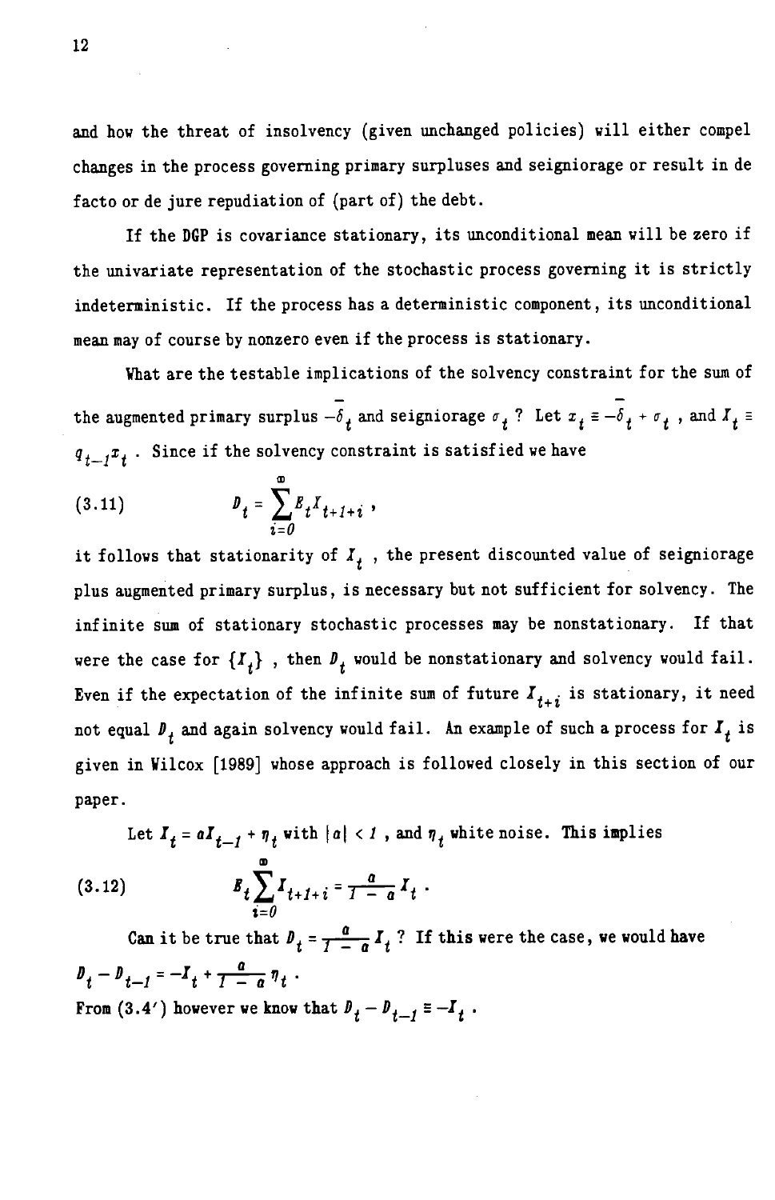and how the threat of insolvency (given unchanged policies) will either compel changes in the process governing primary surpluses and seigniorage or result in de facto or de jure repudiation of (part of) the debt.

If the DGP is covariance stationary, its unconditional mean will be zero if the univariate representation of the stochastic process governing it is strictly indeterministic. If the process has a deterministic component, its unconditional mean may of course by nonzero even if the process is stationary.

What are the testable implications of the solvency constraint for the sum of the augmented primary surplus $-\bar{\delta}_t$ and seigniorage $\sigma_t$ ? Let $x_t \equiv -\bar{\delta}_t + \sigma_t$ , and $X_t \equiv q_{t-1}x_t$ . Since if the solvency constraint is satisfied we have

$$D_t = \sum_{i=0}^{\infty} E_t X_{t+1+i} , \tag{3.11}$$

it follows that stationarity of $X_t$ , the present discounted value of seigniorage plus augmented primary surplus, is necessary but not sufficient for solvency. The infinite sum of stationary stochastic processes may be nonstationary. If that were the case for $\{X_t\}$ , then $D_t$ would be nonstationary and solvency would fail. Even if the expectation of the infinite sum of future $X_{t+i}$ is stationary, it need not equal $D_t$ and again solvency would fail. An example of such a process for $X_t$ is given in Wilcox [1989] whose approach is followed closely in this section of our paper.

Let $X_t = aX_{t-1} + \eta_t$ with $|a| < 1$ , and $\eta_t$ white noise. This implies

$$E_t \sum_{i=0}^{\infty} X_{t+1+i} = \frac{a}{1-a} X_t . \tag{3.12}$$

Can it be true that $D_t = \frac{a}{1-a} X_t$ ? If this were the case, we would have

$$D_t - D_{t-1} = -X_t + \frac{a}{1-a} \eta_t .$$

From (3.4′) however we know that $D_t - D_{t-1} \equiv -X_t$ .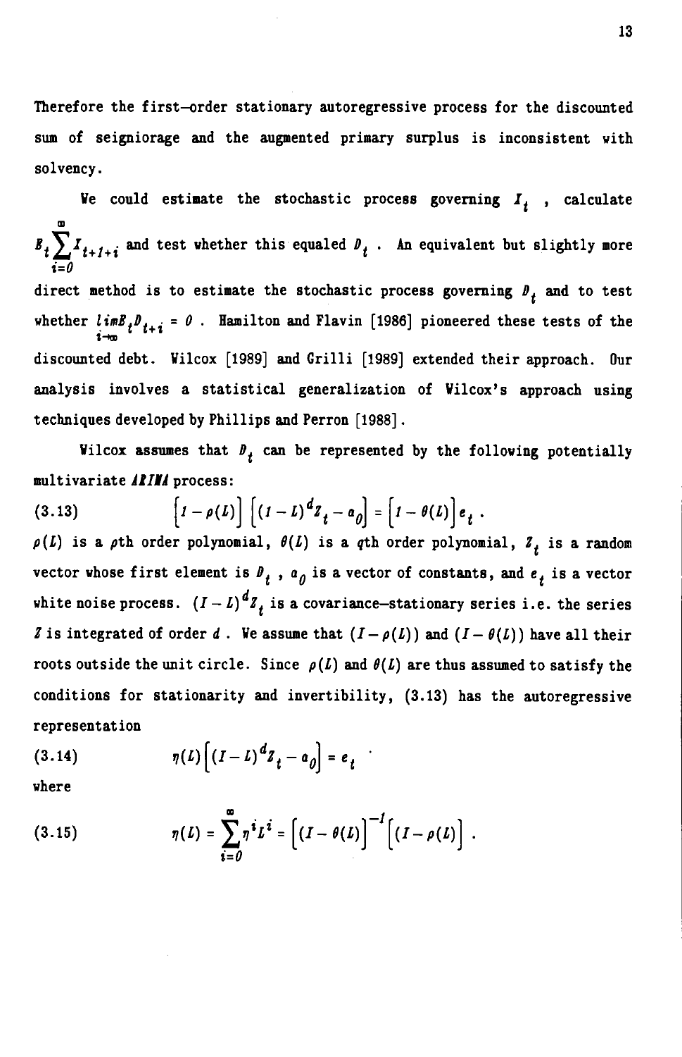Therefore the first-order stationary autoregressive process for the discounted sum of seigniorage and the augmented primary surplus is inconsistent with solvency.

We could estimate the stochastic process governing $I_t$, calculate $E_t\sum_{i=0}^{\infty} I_{t+1+i}$ and test whether this equaled $D_t$. An equivalent but slightly more direct method is to estimate the stochastic process governing $D_t$ and to test whether $\lim_{i\to\infty} E_t D_{t+i} = 0$. Hamilton and Flavin [1986] pioneered these tests of the discounted debt. Wilcox [1989] and Grilli [1989] extended their approach. Our analysis involves a statistical generalization of Wilcox's approach using techniques developed by Phillips and Perron [1988].

Wilcox assumes that $D_t$ can be represented by the following potentially multivariate *ARIMA* process:

$$[I - \rho(L)]\left[(I - L)^d Z_t - a_0\right] = [I - \theta(L)]e_t \tag{3.13}$$

$\rho(L)$ is a $p$th order polynomial, $\theta(L)$ is a $q$th order polynomial, $Z_t$ is a random vector whose first element is $D_t$, $a_0$ is a vector of constants, and $e_t$ is a vector white noise process. $(I - L)^d Z_t$ is a covariance-stationary series i.e. the series $Z$ is integrated of order $d$. We assume that $(I - \rho(L))$ and $(I - \theta(L))$ have all their roots outside the unit circle. Since $\rho(L)$ and $\theta(L)$ are thus assumed to satisfy the conditions for stationarity and invertibility, (3.13) has the autoregressive representation

$$\eta(L)\left[(I - L)^d Z_t - a_0\right] = e_t \tag{3.14}$$

where

$$\eta(L) = \sum_{i=0}^{\infty} \eta^i L^i = \left[(I - \theta(L))\right]^{-1}\left[(I - \rho(L))\right]. \tag{3.15}$$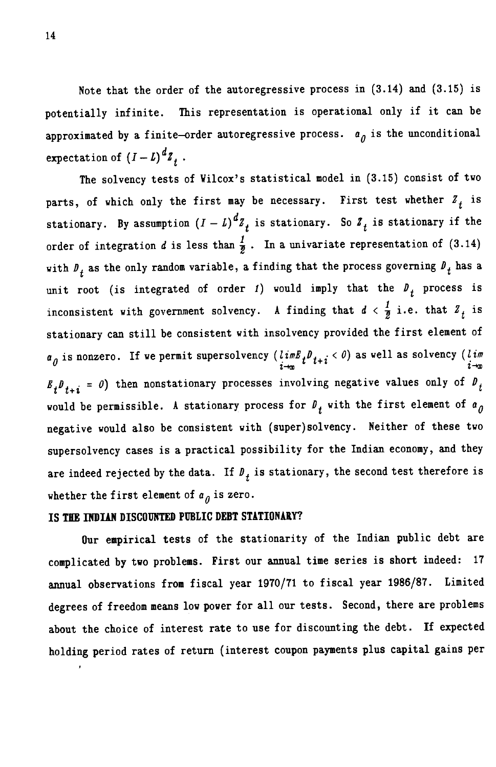Note that the order of the autoregressive process in (3.14) and (3.15) is potentially infinite. This representation is operational only if it can be approximated by a finite-order autoregressive process. $a_0$ is the unconditional expectation of $(I-L)^d Z_t$.

The solvency tests of Wilcox's statistical model in (3.15) consist of two parts, of which only the first may be necessary. First test whether $Z_t$ is stationary. By assumption $(I-L)^d Z_t$ is stationary. So $Z_t$ is stationary if the order of integration $d$ is less than $\frac{1}{2}$. In a univariate representation of (3.14) with $D_t$ as the only random variable, a finding that the process governing $D_t$ has a unit root (is integrated of order $1$) would imply that the $D_t$ process is inconsistent with government solvency. A finding that $d < \frac{1}{2}$ i.e. that $Z_t$ is stationary can still be consistent with insolvency provided the first element of $a_0$ is nonzero. If we permit supersolvency ($\lim_{i \to \infty} E_t D_{t+i} < 0$) as well as solvency ($\lim_{i \to \infty} E_t D_{t+i} = 0$) then nonstationary processes involving negative values only of $D_t$ would be permissible. A stationary process for $D_t$ with the first element of $a_0$ negative would also be consistent with (super)solvency. Neither of these two supersolvency cases is a practical possibility for the Indian economy, and they are indeed rejected by the data. If $D_t$ is stationary, the second test therefore is whether the first element of $a_0$ is zero.

## IS THE INDIAN DISCOUNTED PUBLIC DEBT STATIONARY?

Our empirical tests of the stationarity of the Indian public debt are complicated by two problems. First our annual time series is short indeed: 17 annual observations from fiscal year 1970/71 to fiscal year 1986/87. Limited degrees of freedom means low power for all our tests. Second, there are problems about the choice of interest rate to use for discounting the debt. If expected holding period rates of return (interest coupon payments plus capital gains per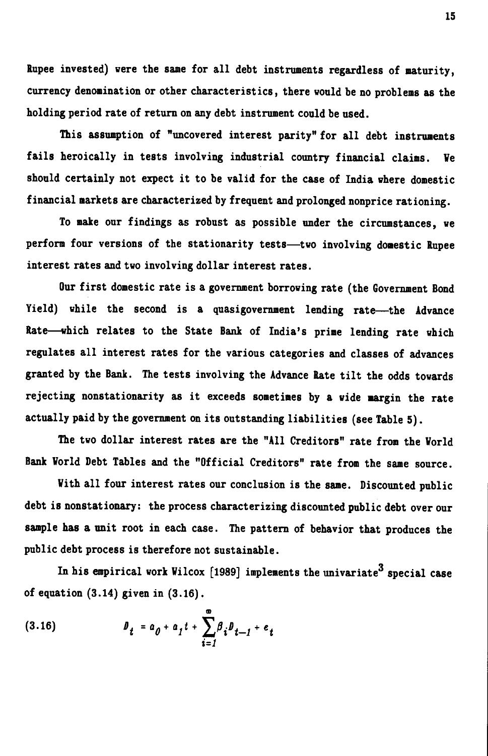Rupee invested) were the same for all debt instruments regardless of maturity, currency denomination or other characteristics, there would be no problems as the holding period rate of return on any debt instrument could be used.

This assumption of "uncovered interest parity" for all debt instruments fails heroically in tests involving industrial country financial claims. We should certainly not expect it to be valid for the case of India where domestic financial markets are characterized by frequent and prolonged nonprice rationing.

To make our findings as robust as possible under the circumstances, we perform four versions of the stationarity tests—two involving domestic Rupee interest rates and two involving dollar interest rates.

Our first domestic rate is a government borrowing rate (the Government Bond Yield) while the second is a quasigovernment lending rate—the Advance Rate—which relates to the State Bank of India's prime lending rate which regulates all interest rates for the various categories and classes of advances granted by the Bank. The tests involving the Advance Rate tilt the odds towards rejecting nonstationarity as it exceeds sometimes by a wide margin the rate actually paid by the government on its outstanding liabilities (see Table 5).

The two dollar interest rates are the "All Creditors" rate from the World Bank World Debt Tables and the "Official Creditors" rate from the same source.

With all four interest rates our conclusion is the same. Discounted public debt is nonstationary: the process characterizing discounted public debt over our sample has a unit root in each case. The pattern of behavior that produces the public debt process is therefore not sustainable.

In his empirical work Wilcox [1989] implements the univariate[3] special case of equation (3.14) given in (3.16).

$$D_t = a_0 + a_1 t + \sum_{i=1}^{\infty} \beta_i D_{t-i} + e_t \tag{3.16}$$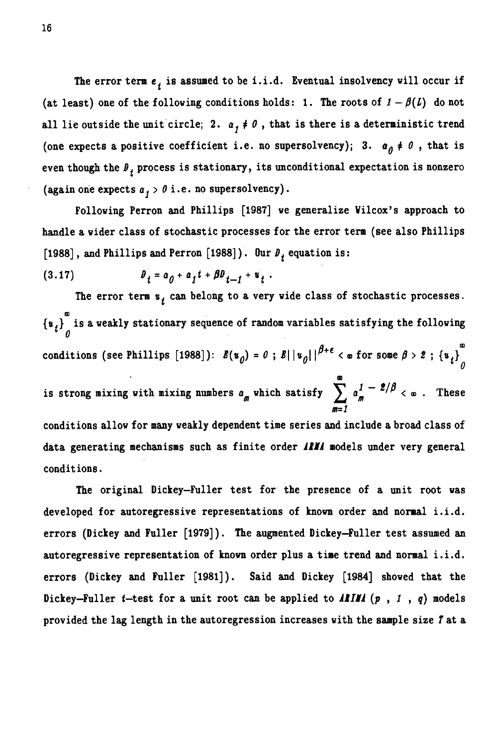The error term $e_t$ is assumed to be i.i.d. Eventual insolvency will occur if (at least) one of the following conditions holds: 1. The roots of $1 - \beta(L)$ do not all lie outside the unit circle; 2. $a_1 \neq 0$ , that is there is a deterministic trend (one expects a positive coefficient i.e. no supersolvency); 3. $a_0 \neq 0$ , that is even though the $D_t$ process is stationary, its unconditional expectation is nonzero (again one expects $a_1 > 0$ i.e. no supersolvency).

Following Perron and Phillips [1987] we generalize Wilcox's approach to handle a wider class of stochastic processes for the error term (see also Phillips [1988], and Phillips and Perron [1988]). Our $D_t$ equation is:

$$D_t = a_0 + a_1 t + \beta D_{t-1} + u_t . \tag{3.17}$$

The error term $u_t$ can belong to a very wide class of stochastic processes. $\{u_t\}_0^\infty$ is a weakly stationary sequence of random variables satisfying the following conditions (see Phillips [1988]): $E(u_0) = 0$ ; $E||u_0||^{\beta+\epsilon} < \infty$ for some $\beta > 2$ ; $\{u_t\}_0^\infty$ is strong mixing with mixing numbers $a_m$ which satisfy $\sum_{m=1}^{\infty} a_m^{1 - 2/\beta} < \infty$ . These conditions allow for many weakly dependent time series and include a broad class of data generating mechanisms such as finite order *ARMA* models under very general conditions.

The original Dickey–Fuller test for the presence of a unit root was developed for autoregressive representations of known order and normal i.i.d. errors (Dickey and Fuller [1979]). The augmented Dickey–Fuller test assumed an autoregressive representation of known order plus a time trend and normal i.i.d. errors (Dickey and Fuller [1981]). Said and Dickey [1984] showed that the Dickey–Fuller $t$–test for a unit root can be applied to *ARIMA* $(p , 1 , q)$ models provided the lag length in the autoregression increases with the sample size $T$ at a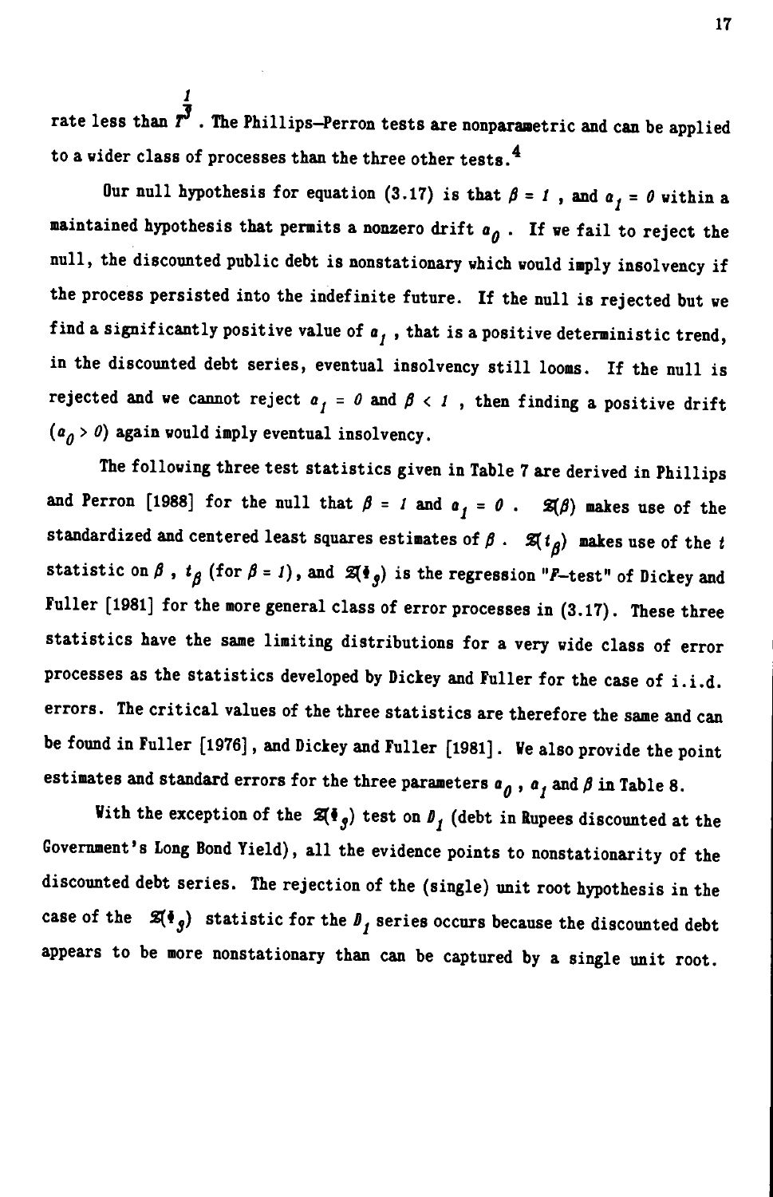rate less than $T^{\frac{1}{3}}$. The Phillips–Perron tests are nonparametric and can be applied to a wider class of processes than the three other tests.[4]

Our null hypothesis for equation (3.17) is that $\beta = 1$, and $a_1 = 0$ within a maintained hypothesis that permits a nonzero drift $a_0$. If we fail to reject the null, the discounted public debt is nonstationary which would imply insolvency if the process persisted into the indefinite future. If the null is rejected but we find a significantly positive value of $a_1$, that is a positive deterministic trend, in the discounted debt series, eventual insolvency still looms. If the null is rejected and we cannot reject $a_1 = 0$ and $\beta < 1$, then finding a positive drift ($a_0 > 0$) again would imply eventual insolvency.

The following three test statistics given in Table 7 are derived in Phillips and Perron [1988] for the null that $\beta = 1$ and $a_1 = 0$. $Z(\beta)$ makes use of the standardized and centered least squares estimates of $\beta$. $Z(t_\beta)$ makes use of the $t$ statistic on $\beta$, $t_\beta$ (for $\beta = 1$), and $Z(\Phi_3)$ is the regression "$F$–test" of Dickey and Fuller [1981] for the more general class of error processes in (3.17). These three statistics have the same limiting distributions for a very wide class of error processes as the statistics developed by Dickey and Fuller for the case of i.i.d. errors. The critical values of the three statistics are therefore the same and can be found in Fuller [1976], and Dickey and Fuller [1981]. We also provide the point estimates and standard errors for the three parameters $a_0$, $a_1$ and $\beta$ in Table 8.

With the exception of the $Z(\Phi_3)$ test on $D_1$ (debt in Rupees discounted at the Government's Long Bond Yield), all the evidence points to nonstationarity of the discounted debt series. The rejection of the (single) unit root hypothesis in the case of the $Z(\Phi_3)$ statistic for the $D_1$ series occurs because the discounted debt appears to be more nonstationary than can be captured by a single unit root.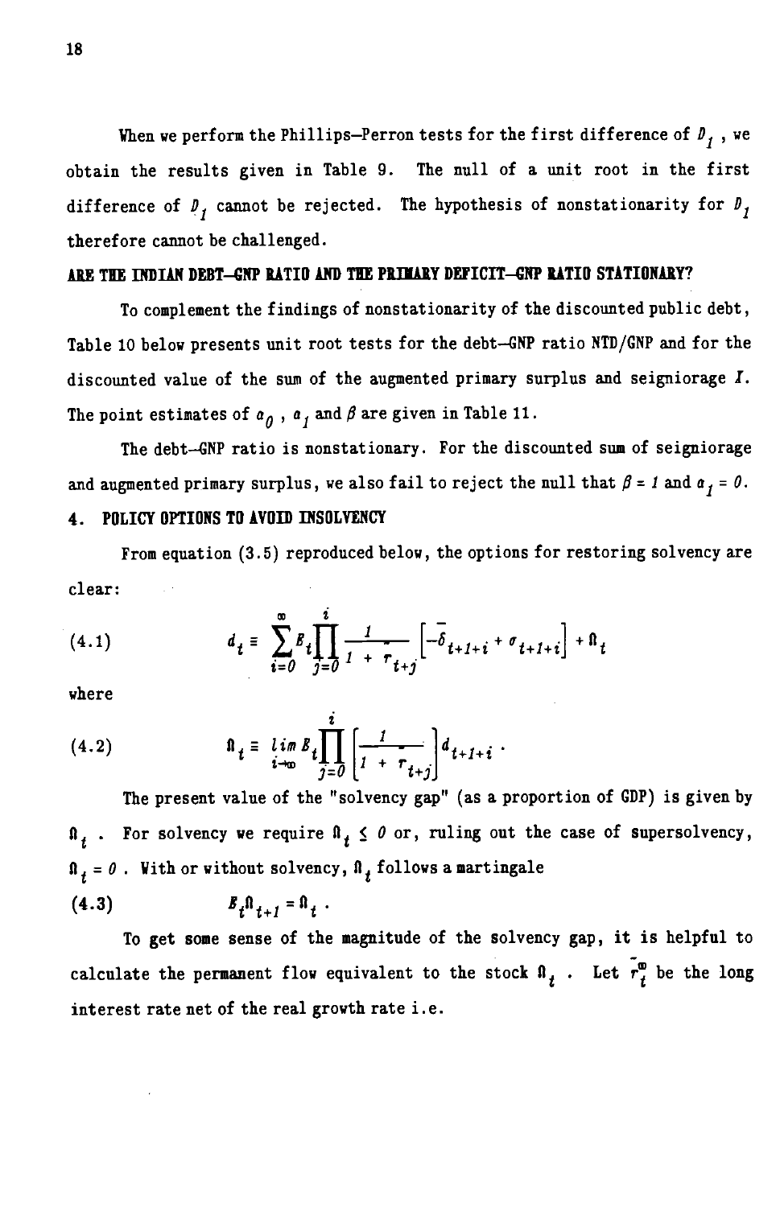When we perform the Phillips–Perron tests for the first difference of $D_1$, we obtain the results given in Table 9. The null of a unit root in the first difference of $D_1$ cannot be rejected. The hypothesis of nonstationarity for $D_1$ therefore cannot be challenged.

**ARE THE INDIAN DEBT–GNP RATIO AND THE PRIMARY DEFICIT–GNP RATIO STATIONARY?**

To complement the findings of nonstationarity of the discounted public debt, Table 10 below presents unit root tests for the debt–GNP ratio NTD/GNP and for the discounted value of the sum of the augmented primary surplus and seigniorage $I$. The point estimates of $a_0$, $a_1$ and $\beta$ are given in Table 11.

The debt–GNP ratio is nonstationary. For the discounted sum of seigniorage and augmented primary surplus, we also fail to reject the null that $\beta = 1$ and $a_1 = 0$.

## 4. POLICY OPTIONS TO AVOID INSOLVENCY

From equation (3.5) reproduced below, the options for restoring solvency are clear:

$$d_t \equiv \sum_{i=0}^{\infty} E_t \prod_{j=0}^{i} \frac{1}{1 + \bar{r}_{t+j}} \left[ -\bar{\delta}_{t+1+i} + \sigma_{t+1+i} \right] + \Omega_t \tag{4.1}$$

where

$$\Omega_t \equiv \lim_{i \to \infty} E_t \prod_{j=0}^{i} \left[ \frac{1}{1 + \bar{r}_{t+j}} \right] d_{t+1+i} \, . \tag{4.2}$$

The present value of the "solvency gap" (as a proportion of GDP) is given by $\Omega_t$. For solvency we require $\Omega_t \leq 0$ or, ruling out the case of supersolvency, $\Omega_t = 0$. With or without solvency, $\Omega_t$ follows a martingale

$$E_t \Omega_{t+1} = \Omega_t \, . \tag{4.3}$$

To get some sense of the magnitude of the solvency gap, it is helpful to calculate the permanent flow equivalent to the stock $\Omega_t$. Let $\bar{r}_t^{\infty}$ be the long interest rate net of the real growth rate i.e.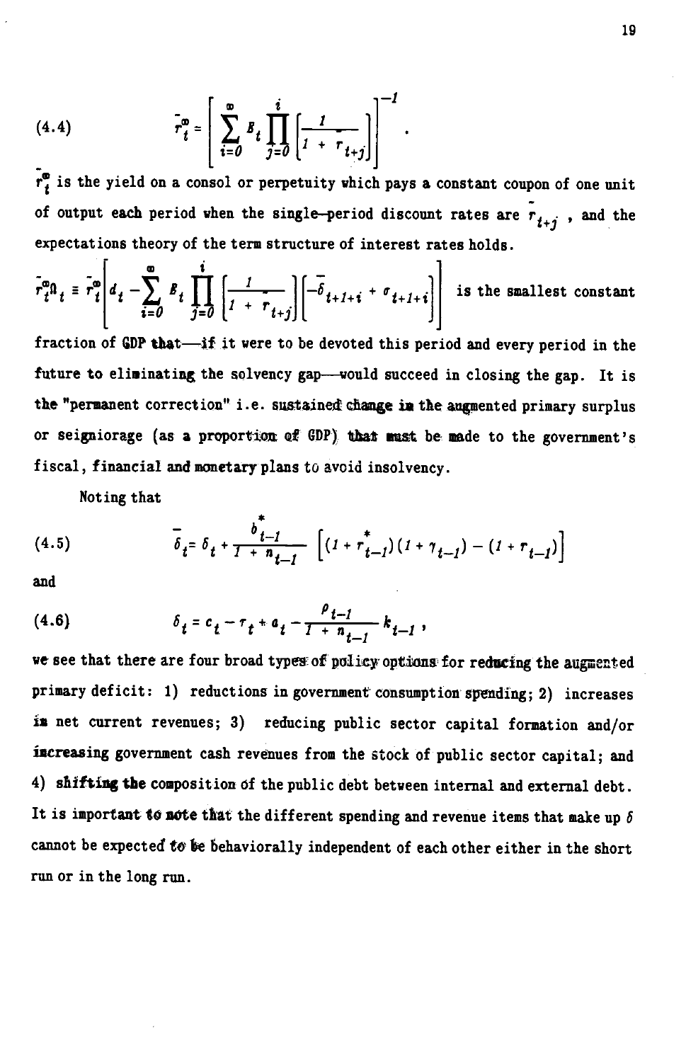$$(4.4) \qquad \bar{r}_t^{\infty} = \left[ \sum_{i=0}^{\infty} E_t \prod_{j=0}^{i} \left[ \frac{1}{1 + \bar{r}_{t+j}} \right] \right]^{-1} .$$

$\bar{r}_t^{\infty}$ is the yield on a consol or perpetuity which pays a constant coupon of one unit of output each period when the single-period discount rates are $\bar{r}_{t+j}$, and the expectations theory of the term structure of interest rates holds.

$\bar{r}_t^{\infty}\Omega_t \equiv \bar{r}_t^{\infty} \left[ d_t - \sum_{i=0}^{\infty} E_t \prod_{j=0}^{i} \left[ \frac{1}{1 + \bar{r}_{t+j}} \right] \left[ -\bar{\delta}_{t+1+i} + \sigma_{t+1+i} \right] \right]$ is the smallest constant fraction of GDP that—if it were to be devoted this period and every period in the future to eliminating the solvency gap—would succeed in closing the gap. It is the "permanent correction" i.e. sustained change in the augmented primary surplus or seigniorage (as a proportion of GDP) that must be made to the government's fiscal, financial and monetary plans to avoid insolvency.

Noting that

$$(4.5) \qquad \bar{\delta}_t = \delta_t + \frac{b_{t-1}^*}{1 + n_{t-1}} \left[ (1 + r_{t-1}^*)(1 + \gamma_{t-1}) - (1 + r_{t-1}) \right]$$

and

$$(4.6) \qquad \delta_t = c_t - \tau_t + a_t - \frac{\rho_{t-1}}{1 + n_{t-1}} k_{t-1} ,$$

we see that there are four broad types of policy options for reducing the augmented primary deficit: 1) reductions in government consumption spending; 2) increases in net current revenues; 3) reducing public sector capital formation and/or increasing government cash revenues from the stock of public sector capital; and 4) shifting the composition of the public debt between internal and external debt. It is important to note that the different spending and revenue items that make up $\delta$ cannot be expected to be behaviorally independent of each other either in the short run or in the long run.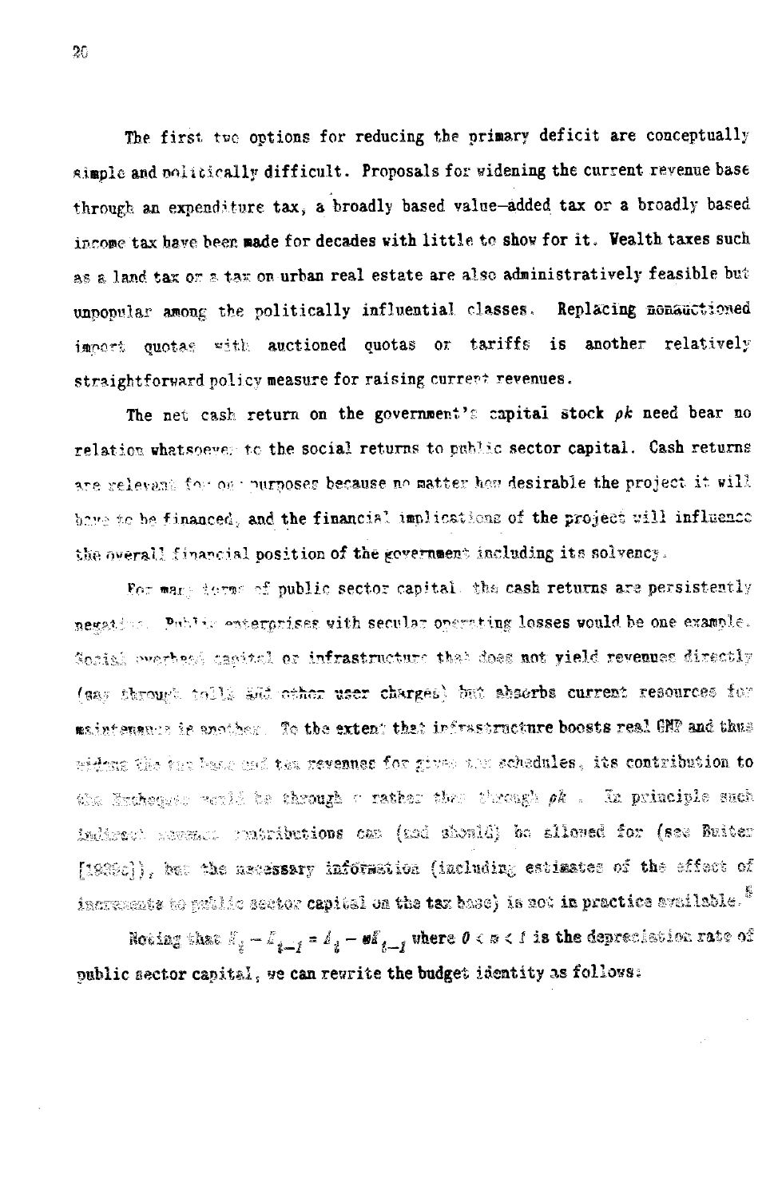The first two options for reducing the primary deficit are conceptually simple and politically difficult. Proposals for widening the current revenue base through an expenditure tax, a broadly based value-added tax or a broadly based income tax have been made for decades with little to show for it. Wealth taxes such as a land tax or a tax on urban real estate are also administratively feasible but unpopular among the politically influential classes. Replacing nonauctioned import quotas with auctioned quotas or tariffs is another relatively straightforward policy measure for raising current revenues.

The net cash return on the government's capital stock $\rho k$ need bear no relation whatsoever to the social returns to public sector capital. Cash returns are relevant for our purposes because no matter how desirable the project it will have to be financed, and the financial implications of the project will influence the overall financial position of the government including its solvency.

For many forms of public sector capital the cash returns are persistently negative. Public enterprises with secular operating losses would be one example. Social overhead capital or infrastructure that does not yield revenues directly (say through tolls and other user charges) but absorbs current resources for maintenance is another. To the extent that infrastructure boosts real GNP and thus widens the tax base and tax revenues for given tax schedules, its contribution to the Exchequer would be through $\tau$ rather than through $\rho k$. In principle such indirect revenue contributions can (and should) be allowed for (see Buiter [1990c]), but the necessary information (including estimates of the effect of increments to public sector capital on the tax base) is not in practice available.[5]

Noting that $K_t - K_{t-1} = I_t - \delta K_{t-1}$ where $0 < \delta < 1$ is the depreciation rate of public sector capital, we can rewrite the budget identity as follows: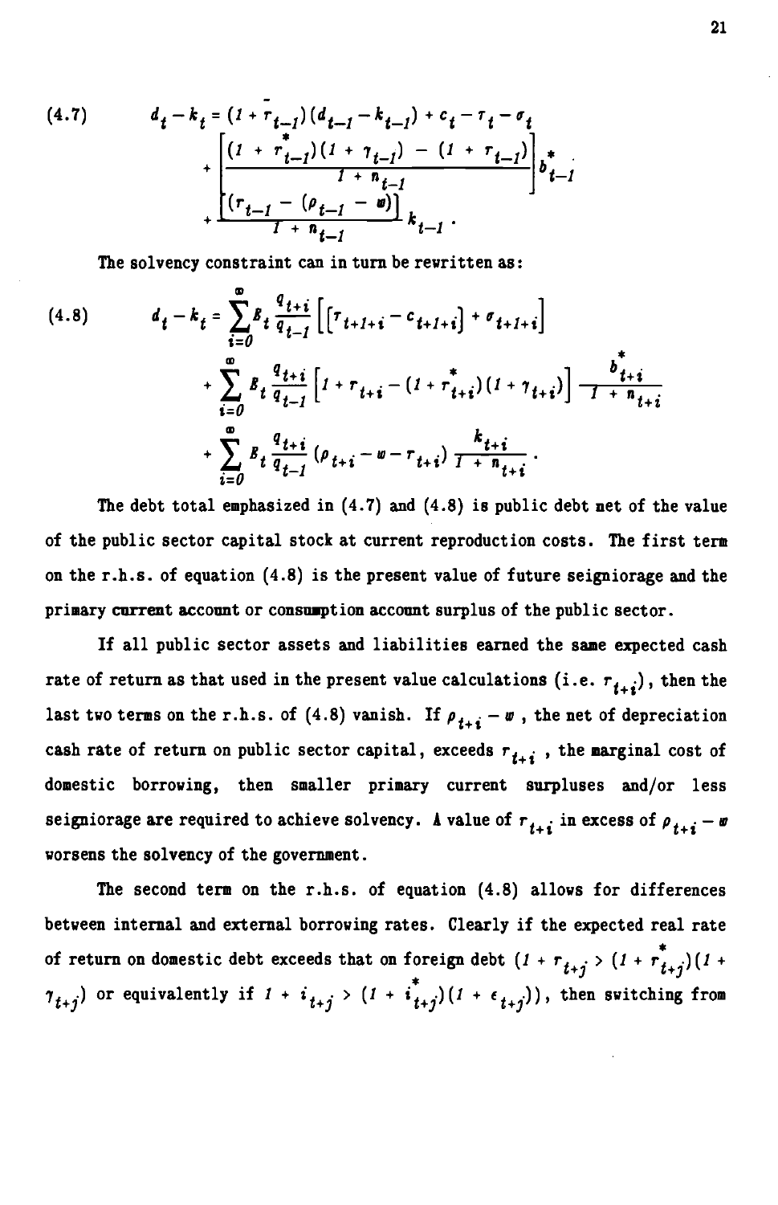$$d_t - k_t = (1 + \bar{r}_{t-1})(d_{t-1} - k_{t-1}) + c_t - \tau_t - \sigma_t + \left[\frac{(1 + r^*_{t-1})(1 + \gamma_{t-1}) - (1 + r_{t-1})}{1 + n_{t-1}}\right] b^*_{t-1} + \frac{\left[(r_{t-1} - (\rho_{t-1} - w)\right]}{1 + n_{t-1}} k_{t-1} \, . \tag{4.7}$$

The solvency constraint can in turn be rewritten as:

$$d_t - k_t = \sum_{i=0}^{\infty} E_t \frac{q_{t+i}}{q_{t-1}} \left[\left[\tau_{t+1+i} - c_{t+1+i}\right] + \sigma_{t+1+i}\right] + \sum_{i=0}^{\infty} E_t \frac{q_{t+i}}{q_{t-1}} \left[1 + r_{t+i} - (1 + r^*_{t+i})(1 + \gamma_{t+i})\right] \frac{b^*_{t+i}}{1 + n_{t+i}} + \sum_{i=0}^{\infty} E_t \frac{q_{t+i}}{q_{t-1}} (\rho_{t+i} - w - r_{t+i}) \frac{k_{t+i}}{1 + n_{t+i}} \, . \tag{4.8}$$

The debt total emphasized in (4.7) and (4.8) is public debt net of the value of the public sector capital stock at current reproduction costs. The first term on the r.h.s. of equation (4.8) is the present value of future seigniorage and the primary current account or consumption account surplus of the public sector.

If all public sector assets and liabilities earned the same expected cash rate of return as that used in the present value calculations (i.e. $r_{t+i}$), then the last two terms on the r.h.s. of (4.8) vanish. If $\rho_{t+i} - w$ , the net of depreciation cash rate of return on public sector capital, exceeds $r_{t+i}$ , the marginal cost of domestic borrowing, then smaller primary current surpluses and/or less seigniorage are required to achieve solvency. A value of $r_{t+i}$ in excess of $\rho_{t+i} - w$ worsens the solvency of the government.

The second term on the r.h.s. of equation (4.8) allows for differences between internal and external borrowing rates. Clearly if the expected real rate of return on domestic debt exceeds that on foreign debt $(1 + r_{t+j} > (1 + r^*_{t+j})(1 + \gamma_{t+j})$ or equivalently if $1 + i_{t+j} > (1 + i^*_{t+j})(1 + \epsilon_{t+j}))$, then switching from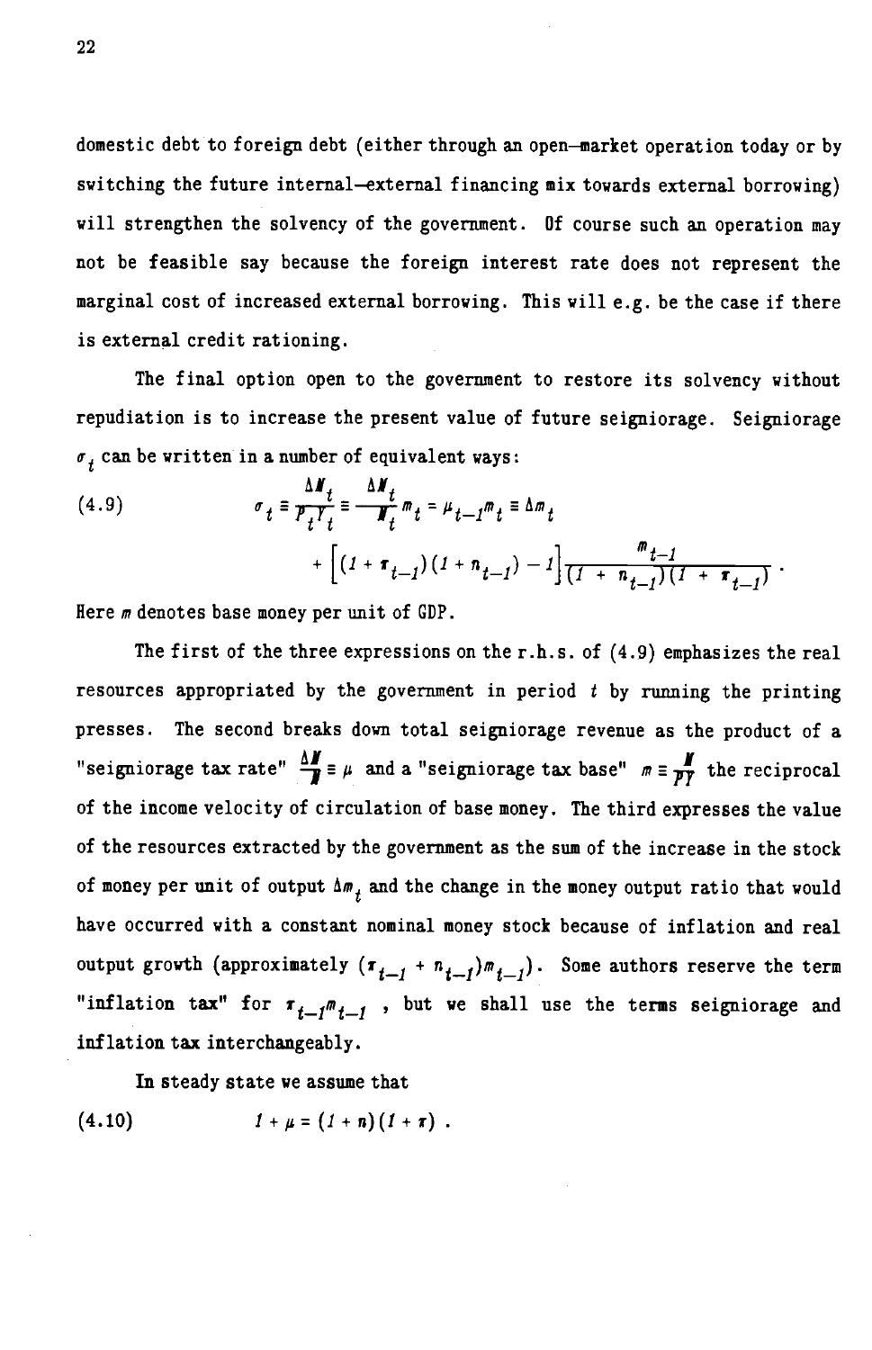domestic debt to foreign debt (either through an open–market operation today or by switching the future internal–external financing mix towards external borrowing) will strengthen the solvency of the government. Of course such an operation may not be feasible say because the foreign interest rate does not represent the marginal cost of increased external borrowing. This will e.g. be the case if there is external credit rationing.

The final option open to the government to restore its solvency without repudiation is to increase the present value of future seigniorage. Seigniorage $\sigma_t$ can be written in a number of equivalent ways:

$$
(4.9) \qquad \sigma_t \equiv \frac{\Delta M_t}{P_t Y_t} \equiv \frac{\Delta M_t}{M_t} m_t = \mu_{t-1} m_t \equiv \Delta m_t + \left[(1 + \pi_{t-1})(1 + n_{t-1}) - 1\right] \frac{m_{t-1}}{(1 + n_{t-1})(1 + \pi_{t-1})} .
$$

Here $m$ denotes base money per unit of GDP.

The first of the three expressions on the r.h.s. of (4.9) emphasizes the real resources appropriated by the government in period $t$ by running the printing presses. The second breaks down total seigniorage revenue as the product of a "seigniorage tax rate" $\frac{\Delta M}{M} \equiv \mu$ and a "seigniorage tax base" $m \equiv \frac{M}{PY}$ the reciprocal of the income velocity of circulation of base money. The third expresses the value of the resources extracted by the government as the sum of the increase in the stock of money per unit of output $\Delta m_t$ and the change in the money output ratio that would have occurred with a constant nominal money stock because of inflation and real output growth (approximately $(\pi_{t-1} + n_{t-1})m_{t-1}$). Some authors reserve the term "inflation tax" for $\pi_{t-1} m_{t-1}$ , but we shall use the terms seigniorage and inflation tax interchangeably.

In steady state we assume that

$$
(4.10) \qquad 1 + \mu = (1 + n)(1 + \pi) .
$$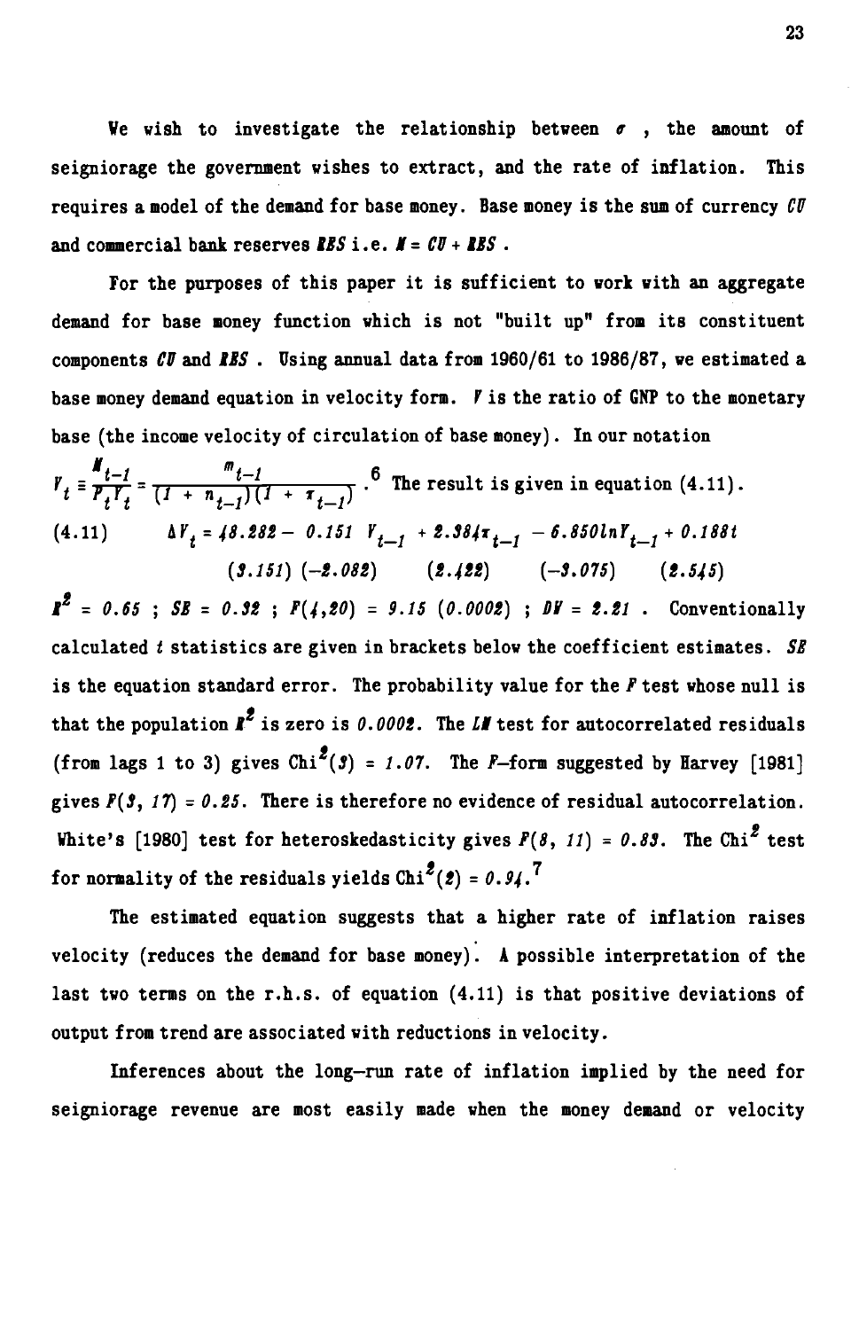We wish to investigate the relationship between $\sigma$ , the amount of seigniorage the government wishes to extract, and the rate of inflation. This requires a model of the demand for base money. Base money is the sum of currency $CU$ and commercial bank reserves $RES$ i.e. $M = CU + RES$ .

For the purposes of this paper it is sufficient to work with an aggregate demand for base money function which is not "built up" from its constituent components $CU$ and $RES$ . Using annual data from 1960/61 to 1986/87, we estimated a base money demand equation in velocity form. $V$ is the ratio of GNP to the monetary base (the income velocity of circulation of base money). In our notation

$V_t \equiv \frac{M_{t-1}}{P_t Y_t} = \frac{m_{t-1}}{(1 + n_{t-1})(1 + \pi_{t-1})}$ .[6] The result is given in equation (4.11).

$$\text{(4.11)} \qquad \Delta V_t = 48.282 - \underset{(3.151)}{} \; \underset{(-2.082)}{0.151}\, V_{t-1} + \underset{(2.422)}{2.384}\pi_{t-1} - \underset{(-3.075)}{6.850}\ln Y_{t-1} + \underset{(2.545)}{0.188}t$$

$R^2 = 0.65$ ; $SE = 0.32$ ; $F(4,20) = 9.15$ $(0.0002)$ ; $DW = 2.21$ . Conventionally calculated $t$ statistics are given in brackets below the coefficient estimates. $SE$ is the equation standard error. The probability value for the $F$ test whose null is that the population $R^2$ is zero is $0.0002$. The $LM$ test for autocorrelated residuals (from lags 1 to 3) gives $\text{Chi}^2(3) = 1.07$. The $F$–form suggested by Harvey [1981] gives $F(3, 17) = 0.25$. There is therefore no evidence of residual autocorrelation. White's [1980] test for heteroskedasticity gives $F(8, 11) = 0.83$. The $\text{Chi}^2$ test for normality of the residuals yields $\text{Chi}^2(2) = 0.94$.[7]

The estimated equation suggests that a higher rate of inflation raises velocity (reduces the demand for base money). A possible interpretation of the last two terms on the r.h.s. of equation (4.11) is that positive deviations of output from trend are associated with reductions in velocity.

Inferences about the long–run rate of inflation implied by the need for seigniorage revenue are most easily made when the money demand or velocity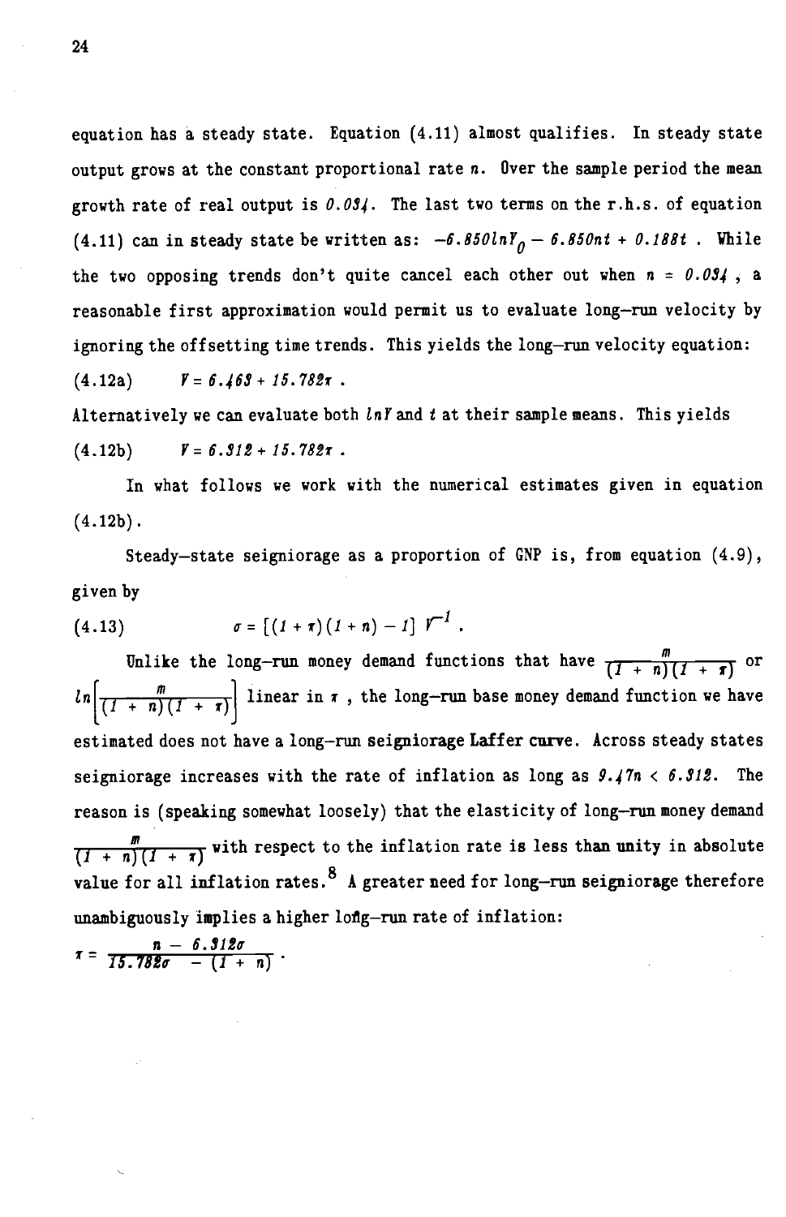equation has a steady state. Equation (4.11) almost qualifies. In steady state output grows at the constant proportional rate $n$. Over the sample period the mean growth rate of real output is $0.034$. The last two terms on the r.h.s. of equation (4.11) can in steady state be written as: $-6.850 \ln Y_0 - 6.850nt + 0.188t$ . While the two opposing trends don't quite cancel each other out when $n = 0.034$ , a reasonable first approximation would permit us to evaluate long-run velocity by ignoring the offsetting time trends. This yields the long-run velocity equation:

(4.12a) $\quad V = 6.463 + 15.782\pi$ .

Alternatively we can evaluate both $\ln Y$ and $t$ at their sample means. This yields

(4.12b) $\quad V = 6.312 + 15.782\pi$ .

In what follows we work with the numerical estimates given in equation (4.12b).

Steady-state seigniorage as a proportion of GNP is, from equation (4.9), given by

$$(4.13) \qquad \sigma = [(1 + \pi)(1 + n) - 1]\, V^{-1} .$$

Unlike the long-run money demand functions that have $\frac{m}{(1 + n)(1 + \pi)}$ or $\ln\left[\frac{m}{(1 + n)(1 + \pi)}\right]$ linear in $\pi$ , the long-run base money demand function we have estimated does not have a long-run seigniorage Laffer curve. Across steady states seigniorage increases with the rate of inflation as long as $9.47n < 6.312$. The reason is (speaking somewhat loosely) that the elasticity of long-run money demand $\frac{m}{(1 + n)(1 + \pi)}$ with respect to the inflation rate is less than unity in absolute value for all inflation rates.[8] A greater need for long-run seigniorage therefore unambiguously implies a higher long-run rate of inflation:

$$\pi = \frac{n - 6.312\sigma}{15.782\sigma - (1 + n)} .$$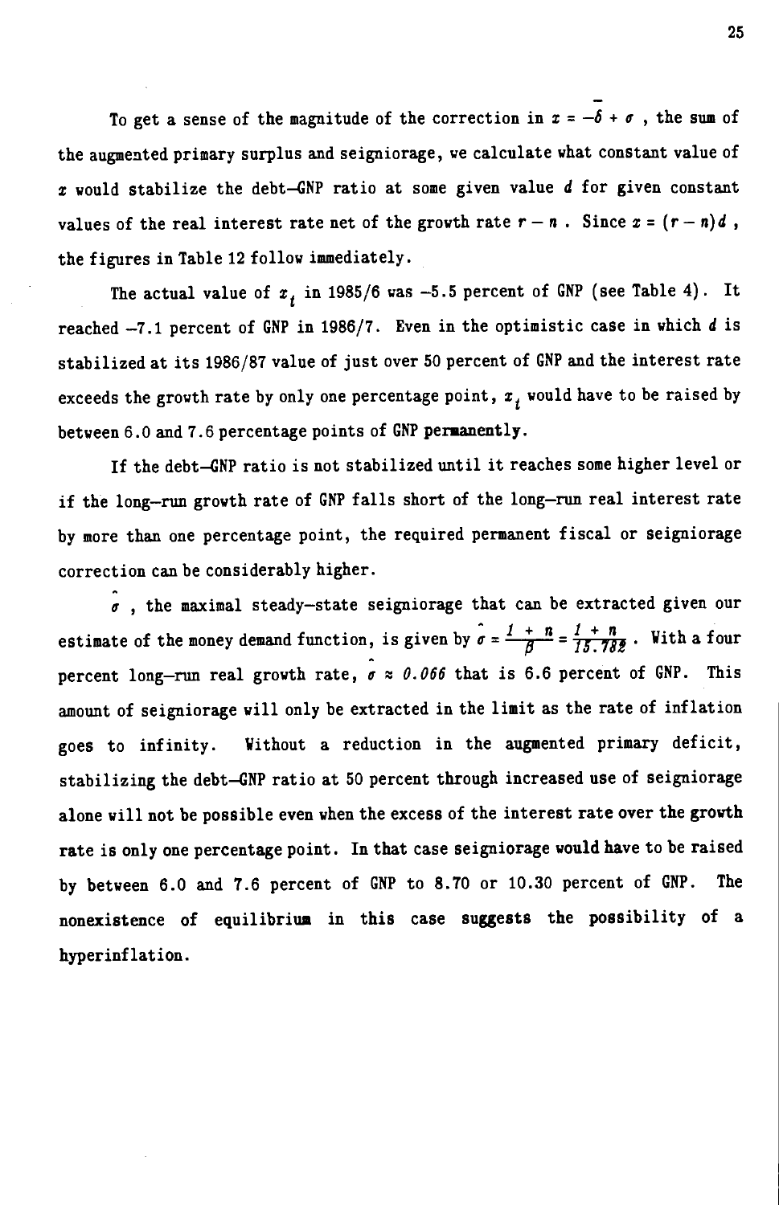To get a sense of the magnitude of the correction in $x = -\bar{\delta} + \sigma$, the sum of the augmented primary surplus and seigniorage, we calculate what constant value of $x$ would stabilize the debt–GNP ratio at some given value $d$ for given constant values of the real interest rate net of the growth rate $r - n$. Since $x = (r - n)d$, the figures in Table 12 follow immediately.

The actual value of $x_t$ in 1985/6 was –5.5 percent of GNP (see Table 4). It reached –7.1 percent of GNP in 1986/7. Even in the optimistic case in which $d$ is stabilized at its 1986/87 value of just over 50 percent of GNP and the interest rate exceeds the growth rate by only one percentage point, $x_t$ would have to be raised by between 6.0 and 7.6 percentage points of GNP **permanently**.

If the debt–GNP ratio is not stabilized until it reaches some higher level or if the long–run growth rate of GNP falls short of the long–run real interest rate by more than one percentage point, the required permanent fiscal or seigniorage correction can be considerably higher.

$\hat{\sigma}$, the maximal steady–state seigniorage that can be extracted given our estimate of the money demand function, is given by $\hat{\sigma} = \frac{1 + n}{\beta} = \frac{1 + n}{15.782}$. With a four percent long–run real growth rate, $\hat{\sigma} \approx 0.066$ that is 6.6 percent of GNP. This amount of seigniorage will only be extracted in the limit as the rate of inflation goes to infinity. Without a reduction in the augmented primary deficit, stabilizing the debt–GNP ratio at 50 percent through increased use of seigniorage alone will not be possible even when the excess of the interest rate over the growth rate is only one percentage point. In that case seigniorage would have to be raised by between 6.0 and 7.6 percent of GNP to 8.70 or 10.30 percent of GNP. The nonexistence of equilibrium in this case suggests the possibility of a hyperinflation.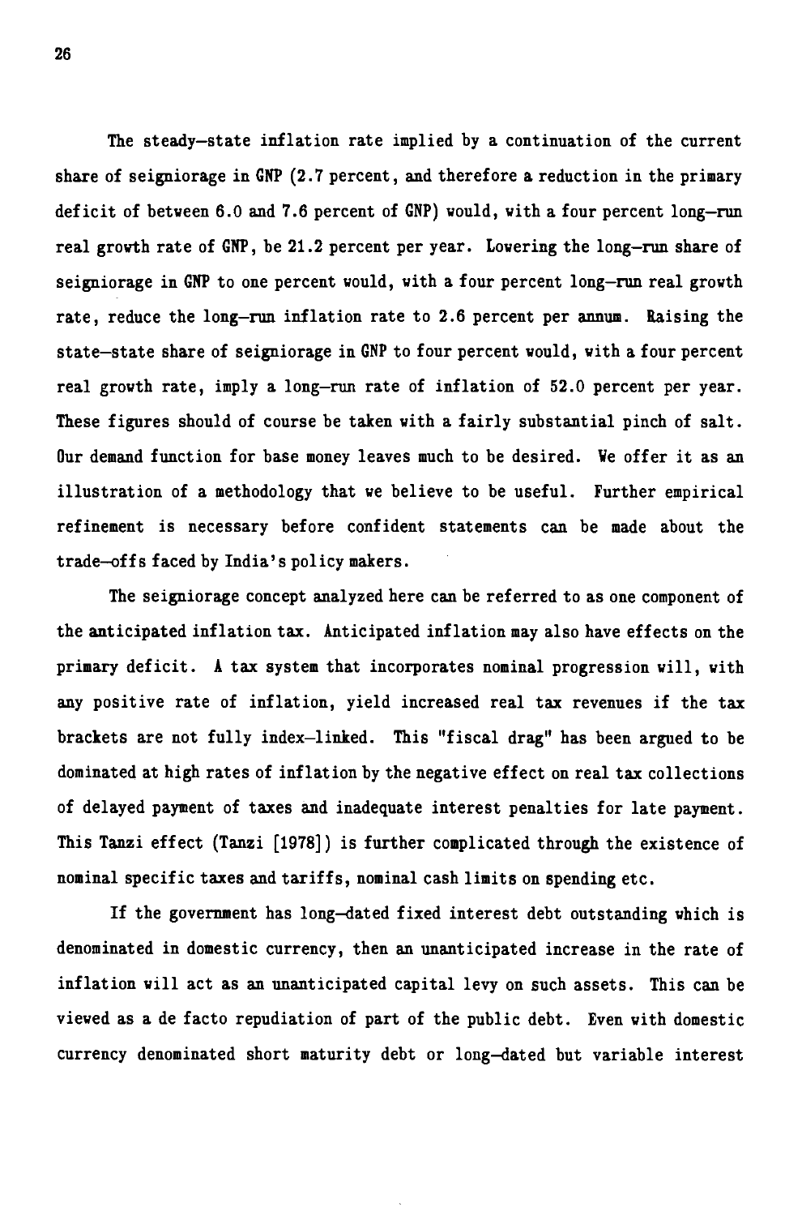The steady-state inflation rate implied by a continuation of the current share of seigniorage in GNP (2.7 percent, and therefore a reduction in the primary deficit of between 6.0 and 7.6 percent of GNP) would, with a four percent long-run real growth rate of GNP, be 21.2 percent per year. Lowering the long-run share of seigniorage in GNP to one percent would, with a four percent long-run real growth rate, reduce the long-run inflation rate to 2.6 percent per annum. Raising the state-state share of seigniorage in GNP to four percent would, with a four percent real growth rate, imply a long-run rate of inflation of 52.0 percent per year. These figures should of course be taken with a fairly substantial pinch of salt. Our demand function for base money leaves much to be desired. We offer it as an illustration of a methodology that we believe to be useful. Further empirical refinement is necessary before confident statements can be made about the trade-offs faced by India's policy makers.

The seigniorage concept analyzed here can be referred to as one component of the anticipated inflation tax. Anticipated inflation may also have effects on the primary deficit. A tax system that incorporates nominal progression will, with any positive rate of inflation, yield increased real tax revenues if the tax brackets are not fully index-linked. This "fiscal drag" has been argued to be dominated at high rates of inflation by the negative effect on real tax collections of delayed payment of taxes and inadequate interest penalties for late payment. This Tanzi effect (Tanzi [1978]) is further complicated through the existence of nominal specific taxes and tariffs, nominal cash limits on spending etc.

If the government has long-dated fixed interest debt outstanding which is denominated in domestic currency, then an unanticipated increase in the rate of inflation will act as an unanticipated capital levy on such assets. This can be viewed as a de facto repudiation of part of the public debt. Even with domestic currency denominated short maturity debt or long-dated but variable interest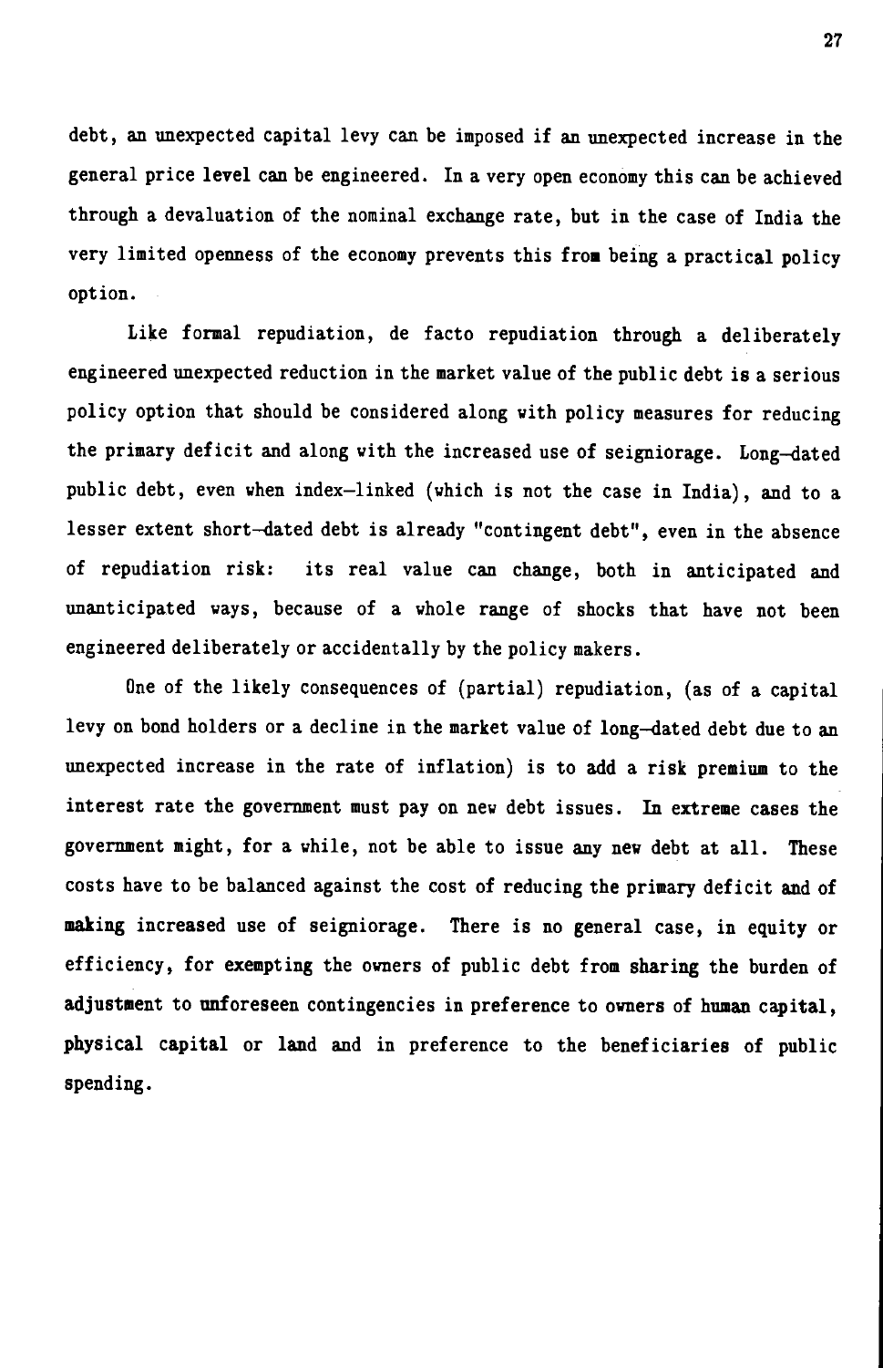debt, an unexpected capital levy can be imposed if an unexpected increase in the general price level can be engineered. In a very open economy this can be achieved through a devaluation of the nominal exchange rate, but in the case of India the very limited openness of the economy prevents this from being a practical policy option.

Like formal repudiation, de facto repudiation through a deliberately engineered unexpected reduction in the market value of the public debt is a serious policy option that should be considered along with policy measures for reducing the primary deficit and along with the increased use of seigniorage. Long-dated public debt, even when index-linked (which is not the case in India), and to a lesser extent short-dated debt is already "contingent debt", even in the absence of repudiation risk: its real value can change, both in anticipated and unanticipated ways, because of a whole range of shocks that have not been engineered deliberately or accidentally by the policy makers.

One of the likely consequences of (partial) repudiation, (as of a capital levy on bond holders or a decline in the market value of long-dated debt due to an unexpected increase in the rate of inflation) is to add a risk premium to the interest rate the government must pay on new debt issues. In extreme cases the government might, for a while, not be able to issue any new debt at all. These costs have to be balanced against the cost of reducing the primary deficit and of making increased use of seigniorage. There is no general case, in equity or efficiency, for exempting the owners of public debt from sharing the burden of adjustment to unforeseen contingencies in preference to owners of human capital, physical capital or land and in preference to the beneficiaries of public spending.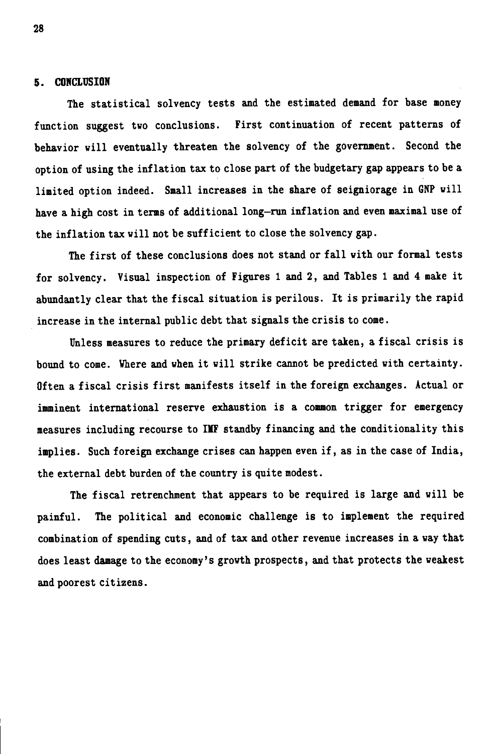## 5. CONCLUSION

The statistical solvency tests and the estimated demand for base money function suggest two conclusions. First continuation of recent patterns of behavior will eventually threaten the solvency of the government. Second the option of using the inflation tax to close part of the budgetary gap appears to be a limited option indeed. Small increases in the share of seigniorage in GNP will have a high cost in terms of additional long-run inflation and even maximal use of the inflation tax will not be sufficient to close the solvency gap.

The first of these conclusions does not stand or fall with our formal tests for solvency. Visual inspection of Figures 1 and 2, and Tables 1 and 4 make it abundantly clear that the fiscal situation is perilous. It is primarily the rapid increase in the internal public debt that signals the crisis to come.

Unless measures to reduce the primary deficit are taken, a fiscal crisis is bound to come. Where and when it will strike cannot be predicted with certainty. Often a fiscal crisis first manifests itself in the foreign exchanges. Actual or imminent international reserve exhaustion is a common trigger for emergency measures including recourse to IMF standby financing and the conditionality this implies. Such foreign exchange crises can happen even if, as in the case of India, the external debt burden of the country is quite modest.

The fiscal retrenchment that appears to be required is large and will be painful. The political and economic challenge is to implement the required combination of spending cuts, and of tax and other revenue increases in a way that does least damage to the economy's growth prospects, and that protects the weakest and poorest citizens.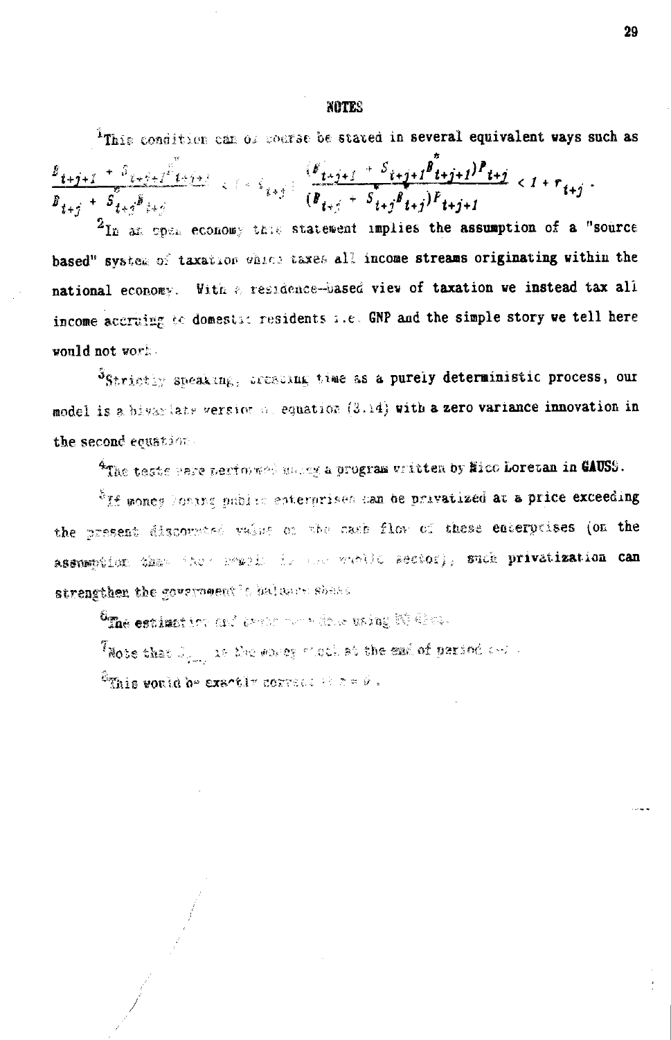## NOTES

[1]This condition can of course be stated in several equivalent ways such as

$$\frac{B_{t+j+1} + S_{t+j+1}B^{*}_{t+j+1}}{B_{t+j} + S_{t+j}B^{*}_{t+j}} < 1 + i_{t+j}; \quad \frac{(B_{t+j+1} + S_{t+j+1}B^{*}_{t+j+1})P_{t+j}}{(B_{t+j} + S_{t+j}B^{*}_{t+j})P_{t+j+1}} < 1 + r_{t+j}.$$

[2]In an open economy this statement implies the assumption of a "source based" system of taxation which taxes all income streams originating within the national economy. With a residence-based view of taxation we instead tax all income accruing to domestic residents i.e. GNP and the simple story we tell here would not work.

[3]Strictly speaking, treating time as a purely deterministic process, our model is a bivariate version of equation (3.14) with a zero variance innovation in the second equation.

[4]The tests were performed using a program written by Nico Loretan in GAUSS.

[5]If money losing public enterprises can be privatized at a price exceeding the present discounted value of the cash flow of these enterprises (on the assumption that they remain in the public sector), such privatization can strengthen the government's balance sheet.

[6]The estimation and tests were done using RATS.

[7]Note that $D_{t-1}$ is the money stock at the end of period $t-1$.

[8]This would be exactly correct if $\pi = 0$.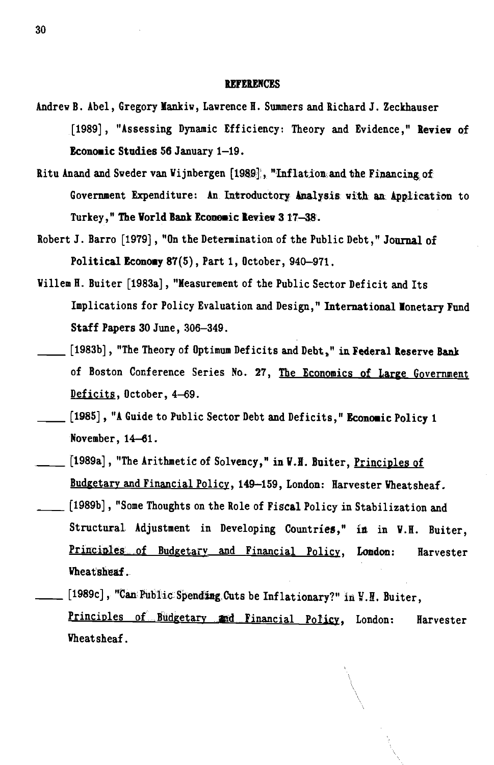## REFERENCES

Andrew B. Abel, Gregory Mankiw, Lawrence H. Summers and Richard J. Zeckhauser [1989], "Assessing Dynamic Efficiency: Theory and Evidence," **Review of Economic Studies 56** January 1–19.

Ritu Anand and Sweder van Wijnbergen [1989], "Inflation and the Financing of Government Expenditure: An Introductory Analysis with an Application to Turkey," **The World Bank Economic Review 3** 17–38.

Robert J. Barro [1979], "On the Determination of the Public Debt," **Journal of Political Economy 87(5)**, Part 1, October, 940–971.

Willem H. Buiter [1983a], "Measurement of the Public Sector Deficit and Its Implications for Policy Evaluation and Design," **International Monetary Fund Staff Papers 30** June, 306–349.

\_\_\_\_\_ [1983b], "The Theory of Optimum Deficits and Debt," in **Federal Reserve Bank** of Boston Conference Series No. 27, The Economics of Large Government Deficits, October, 4–69.

\_\_\_\_\_ [1985], "A Guide to Public Sector Debt and Deficits," **Economic Policy 1** November, 14–61.

\_\_\_\_\_ [1989a], "The Arithmetic of Solvency," in W.H. Buiter, Principles of Budgetary and Financial Policy, 149–159, London: Harvester Wheatsheaf.

\_\_\_\_\_ [1989b], "Some Thoughts on the Role of Fiscal Policy in Stabilization and Structural Adjustment in Developing Countries," in in W.H. Buiter, Principles of Budgetary and Financial Policy, London: Harvester Wheatsheaf.

\_\_\_\_\_ [1989c], "Can Public Spending Cuts be Inflationary?" in W.H. Buiter, Principles of Budgetary and Financial Policy, London: Harvester Wheatsheaf.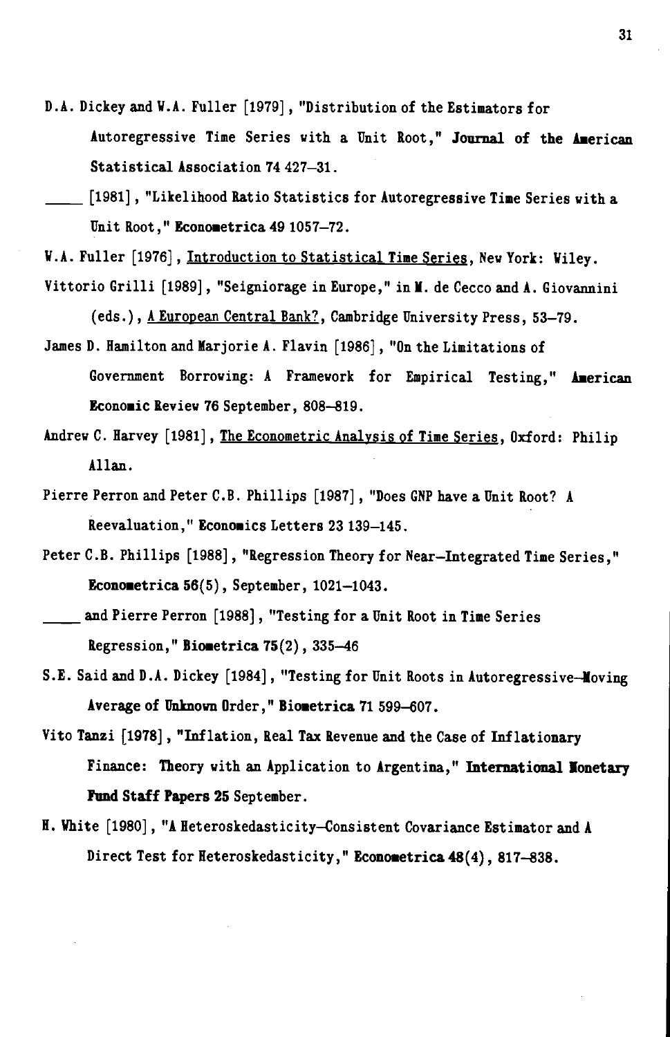D.A. Dickey and W.A. Fuller [1979], "Distribution of the Estimators for Autoregressive Time Series with a Unit Root," **Journal of the American Statistical Association** 74 427–31.

____ [1981], "Likelihood Ratio Statistics for Autoregressive Time Series with a Unit Root," **Econometrica** 49 1057–72.

W.A. Fuller [1976], Introduction to Statistical Time Series, New York: Wiley.

Vittorio Grilli [1989], "Seigniorage in Europe," in M. de Cecco and A. Giovannini (eds.), A European Central Bank?, Cambridge University Press, 53–79.

James D. Hamilton and Marjorie A. Flavin [1986], "On the Limitations of Government Borrowing: A Framework for Empirical Testing," **American Economic Review** 76 September, 808–819.

Andrew C. Harvey [1981], The Econometric Analysis of Time Series, Oxford: Philip Allan.

Pierre Perron and Peter C.B. Phillips [1987], "Does GNP have a Unit Root? A Reevaluation," **Economics Letters** 23 139–145.

Peter C.B. Phillips [1988], "Regression Theory for Near–Integrated Time Series," **Econometrica** 56(5), September, 1021–1043.

____ and Pierre Perron [1988], "Testing for a Unit Root in Time Series Regression," **Biometrica** 75(2), 335–46

S.E. Said and D.A. Dickey [1984], "Testing for Unit Roots in Autoregressive–Moving Average of Unknown Order," **Biometrica** 71 599–607.

Vito Tanzi [1978], "Inflation, Real Tax Revenue and the Case of Inflationary Finance: Theory with an Application to Argentina," **International Monetary Fund Staff Papers** 25 September.

H. White [1980], "A Heteroskedasticity–Consistent Covariance Estimator and A Direct Test for Heteroskedasticity," **Econometrica** 48(4), 817–838.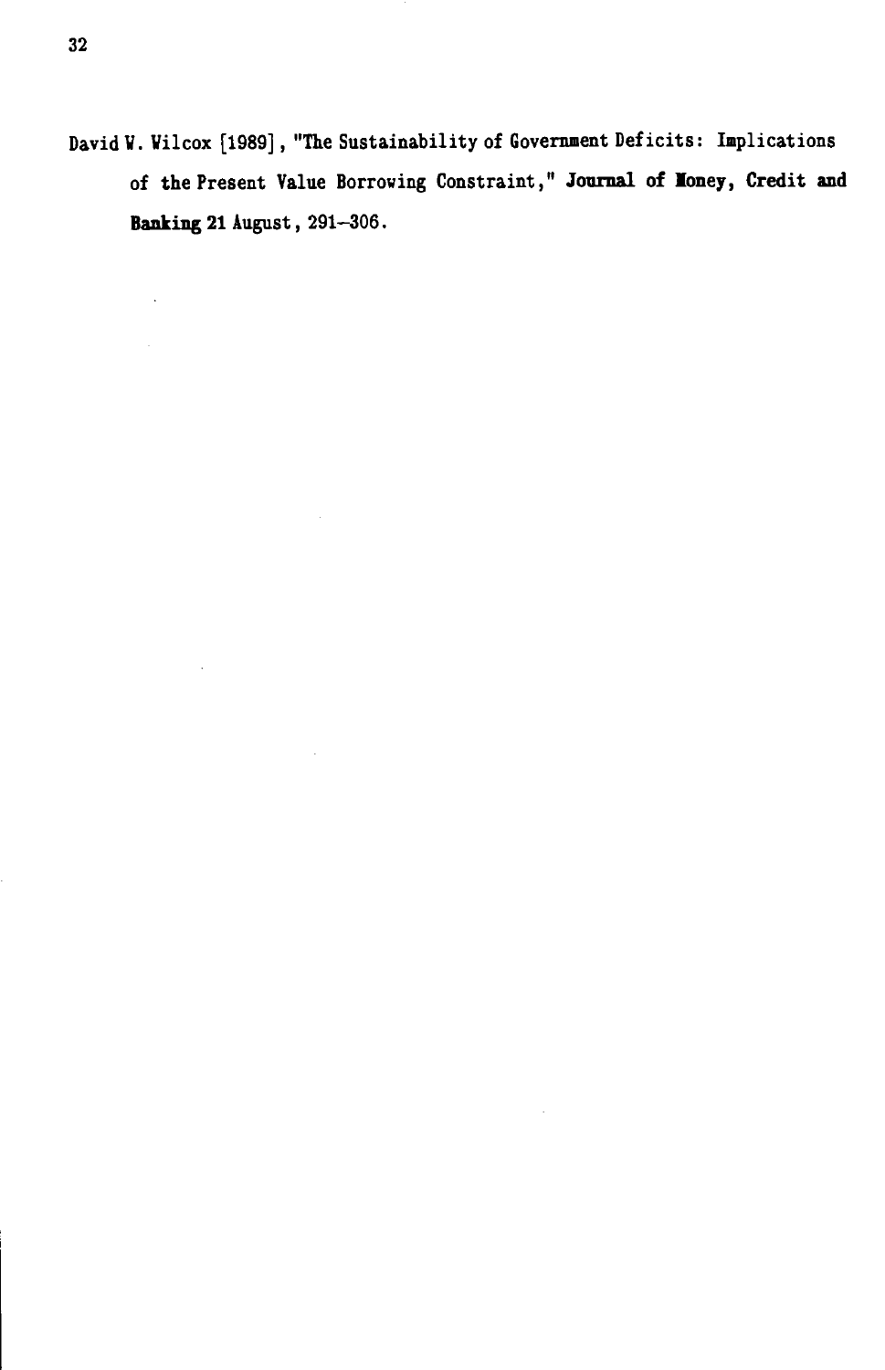David W. Wilcox [1989], "The Sustainability of Government Deficits: Implications of the Present Value Borrowing Constraint," **Journal of Money, Credit and Banking** 21 August, 291–306.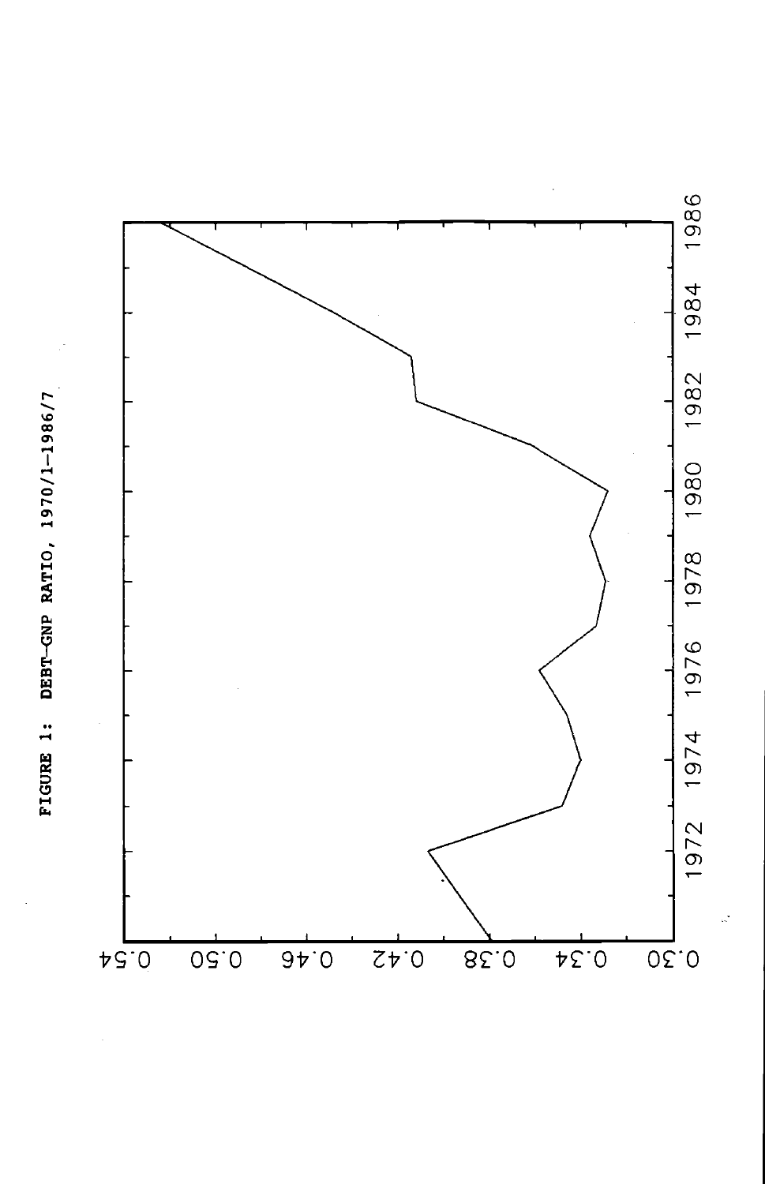FIGURE 1: DEBT-GNP RATIO, 1970/1-1986/7

0.54
0.50
0.46
0.42
0.38
0.34
0.30

1972
1974
1976
1978
1980
1982
1984
1986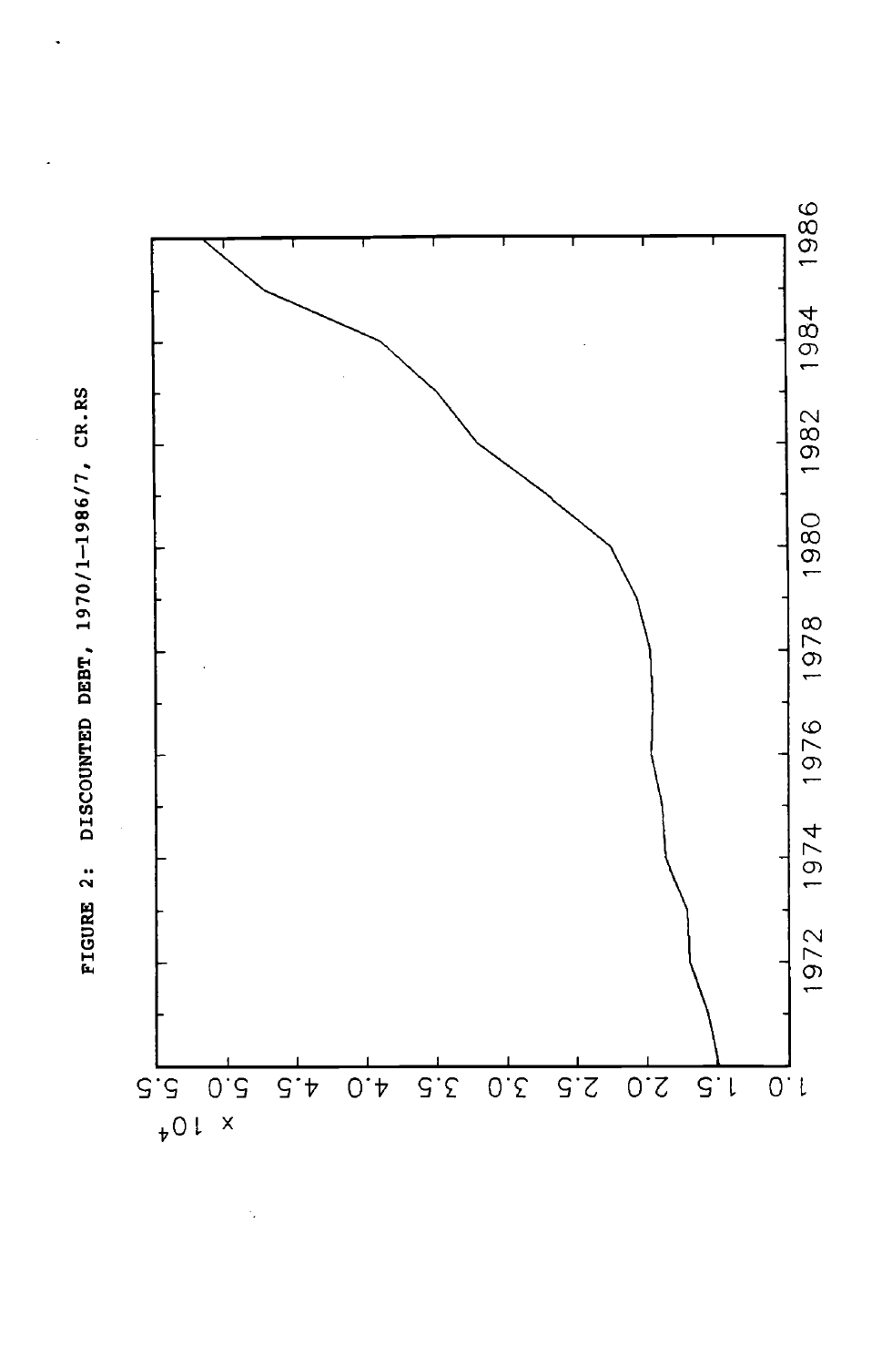FIGURE 2: DISCOUNTED DEBT, 1970/1-1986/7, CR.RS

$\times 10^4$

5.5
5.0
4.5
4.0
3.5
3.0
2.5
2.0
1.5
1.0

1972 1974 1976 1978 1980 1982 1984 1986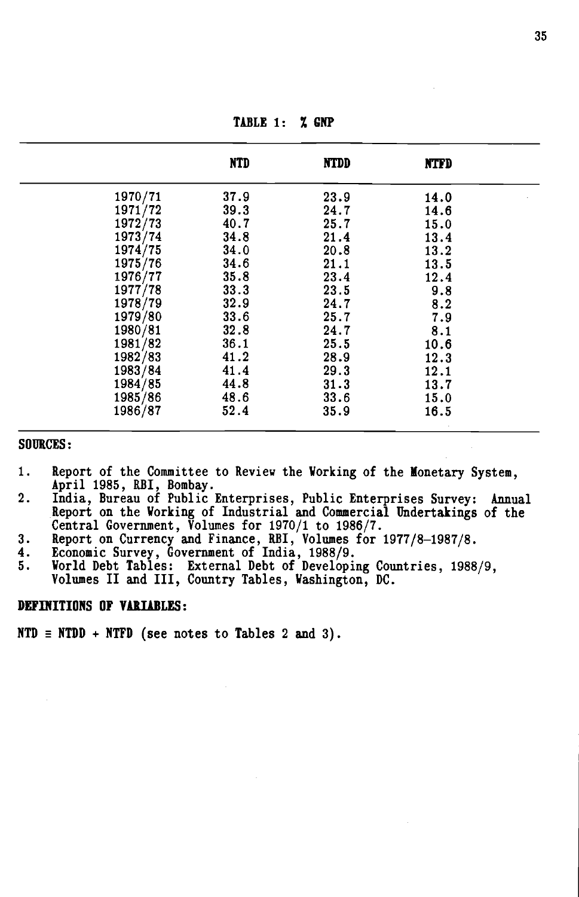**TABLE 1: % GNP**

| | NTD | NTDD | NTFD |
|---|---|---|---|
| 1970/71 | 37.9 | 23.9 | 14.0 |
| 1971/72 | 39.3 | 24.7 | 14.6 |
| 1972/73 | 40.7 | 25.7 | 15.0 |
| 1973/74 | 34.8 | 21.4 | 13.4 |
| 1974/75 | 34.0 | 20.8 | 13.2 |
| 1975/76 | 34.6 | 21.1 | 13.5 |
| 1976/77 | 35.8 | 23.4 | 12.4 |
| 1977/78 | 33.3 | 23.5 | 9.8 |
| 1978/79 | 32.9 | 24.7 | 8.2 |
| 1979/80 | 33.6 | 25.7 | 7.9 |
| 1980/81 | 32.8 | 24.7 | 8.1 |
| 1981/82 | 36.1 | 25.5 | 10.6 |
| 1982/83 | 41.2 | 28.9 | 12.3 |
| 1983/84 | 41.4 | 29.3 | 12.1 |
| 1984/85 | 44.8 | 31.3 | 13.7 |
| 1985/86 | 48.6 | 33.6 | 15.0 |
| 1986/87 | 52.4 | 35.9 | 16.5 |

**SOURCES:**

1. Report of the Committee to Review the Working of the Monetary System, April 1985, RBI, Bombay.
2. India, Bureau of Public Enterprises, Public Enterprises Survey: Annual Report on the Working of Industrial and Commercial Undertakings of the Central Government, Volumes for 1970/1 to 1986/7.
3. Report on Currency and Finance, RBI, Volumes for 1977/8–1987/8.
4. Economic Survey, Government of India, 1988/9.
5. World Debt Tables: External Debt of Developing Countries, 1988/9, Volumes II and III, Country Tables, Washington, DC.

**DEFINITIONS OF VARIABLES:**

NTD ≡ NTDD + NTFD (see notes to Tables 2 and 3).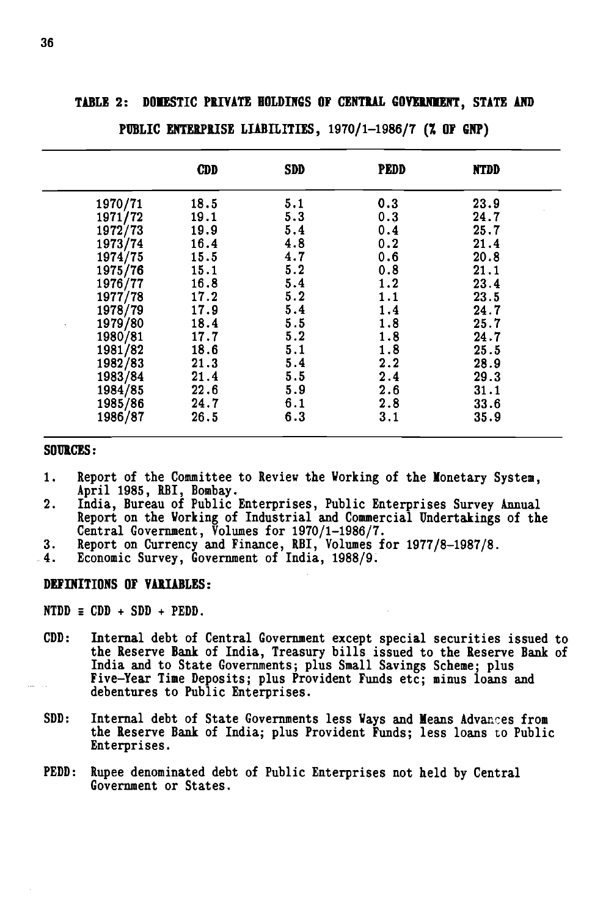**TABLE 2: DOMESTIC PRIVATE HOLDINGS OF CENTRAL GOVERNMENT, STATE AND PUBLIC ENTERPRISE LIABILITIES, 1970/1–1986/7 (% OF GNP)**

| | CDD | SDD | PEDD | NTDD |
|---|---|---|---|---|
| 1970/71 | 18.5 | 5.1 | 0.3 | 23.9 |
| 1971/72 | 19.1 | 5.3 | 0.3 | 24.7 |
| 1972/73 | 19.9 | 5.4 | 0.4 | 25.7 |
| 1973/74 | 16.4 | 4.8 | 0.2 | 21.4 |
| 1974/75 | 15.5 | 4.7 | 0.6 | 20.8 |
| 1975/76 | 15.1 | 5.2 | 0.8 | 21.1 |
| 1976/77 | 16.8 | 5.4 | 1.2 | 23.4 |
| 1977/78 | 17.2 | 5.2 | 1.1 | 23.5 |
| 1978/79 | 17.9 | 5.4 | 1.4 | 24.7 |
| 1979/80 | 18.4 | 5.5 | 1.8 | 25.7 |
| 1980/81 | 17.7 | 5.2 | 1.8 | 24.7 |
| 1981/82 | 18.6 | 5.1 | 1.8 | 25.5 |
| 1982/83 | 21.3 | 5.4 | 2.2 | 28.9 |
| 1983/84 | 21.4 | 5.5 | 2.4 | 29.3 |
| 1984/85 | 22.6 | 5.9 | 2.6 | 31.1 |
| 1985/86 | 24.7 | 6.1 | 2.8 | 33.6 |
| 1986/87 | 26.5 | 6.3 | 3.1 | 35.9 |

**SOURCES:**

1. Report of the Committee to Review the Working of the Monetary System, April 1985, RBI, Bombay.
2. India, Bureau of Public Enterprises, Public Enterprises Survey Annual Report on the Working of Industrial and Commercial Undertakings of the Central Government, Volumes for 1970/1–1986/7.
3. Report on Currency and Finance, RBI, Volumes for 1977/8–1987/8.
4. Economic Survey, Government of India, 1988/9.

**DEFINITIONS OF VARIABLES:**

$NTDD \equiv CDD + SDD + PEDD$.

CDD: Internal debt of Central Government except special securities issued to the Reserve Bank of India, Treasury bills issued to the Reserve Bank of India and to State Governments; plus Small Savings Scheme; plus Five-Year Time Deposits; plus Provident Funds etc; minus loans and debentures to Public Enterprises.

SDD: Internal debt of State Governments less Ways and Means Advances from the Reserve Bank of India; plus Provident Funds; less loans to Public Enterprises.

PEDD: Rupee denominated debt of Public Enterprises not held by Central Government or States.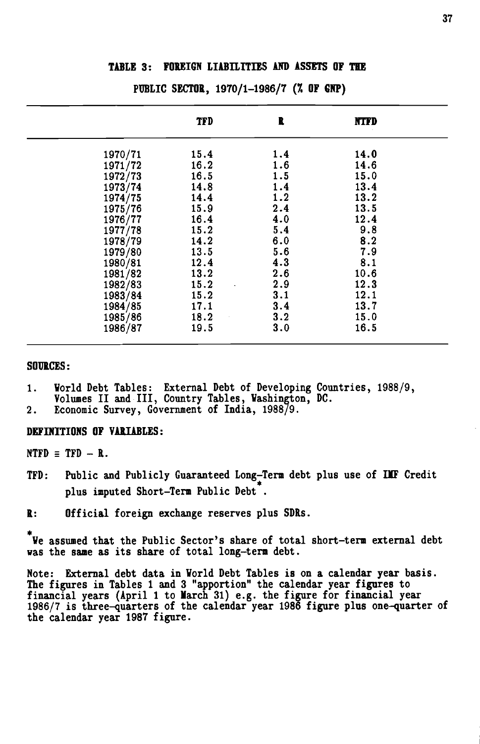## TABLE 3: FOREIGN LIABILITIES AND ASSETS OF THE PUBLIC SECTOR, 1970/1-1986/7 (% OF GNP)

| | TFD | R | NTFD |
|---|---|---|---|
| 1970/71 | 15.4 | 1.4 | 14.0 |
| 1971/72 | 16.2 | 1.6 | 14.6 |
| 1972/73 | 16.5 | 1.5 | 15.0 |
| 1973/74 | 14.8 | 1.4 | 13.4 |
| 1974/75 | 14.4 | 1.2 | 13.2 |
| 1975/76 | 15.9 | 2.4 | 13.5 |
| 1976/77 | 16.4 | 4.0 | 12.4 |
| 1977/78 | 15.2 | 5.4 | 9.8 |
| 1978/79 | 14.2 | 6.0 | 8.2 |
| 1979/80 | 13.5 | 5.6 | 7.9 |
| 1980/81 | 12.4 | 4.3 | 8.1 |
| 1981/82 | 13.2 | 2.6 | 10.6 |
| 1982/83 | 15.2 | 2.9 | 12.3 |
| 1983/84 | 15.2 | 3.1 | 12.1 |
| 1984/85 | 17.1 | 3.4 | 13.7 |
| 1985/86 | 18.2 | 3.2 | 15.0 |
| 1986/87 | 19.5 | 3.0 | 16.5 |

**SOURCES:**

1. World Debt Tables: External Debt of Developing Countries, 1988/9, Volumes II and III, Country Tables, Washington, DC.
2. Economic Survey, Government of India, 1988/9.

**DEFINITIONS OF VARIABLES:**

NTFD ≡ TFD − R.

TFD: Public and Publicly Guaranteed Long-Term debt plus use of IMF Credit plus imputed Short-Term Public Debt*.

R: Official foreign exchange reserves plus SDRs.

*We assumed that the Public Sector's share of total short-term external debt was the same as its share of total long-term debt.

Note: External debt data in World Debt Tables is on a calendar year basis. The figures in Tables 1 and 3 "apportion" the calendar year figures to financial years (April 1 to March 31) e.g. the figure for financial year 1986/7 is three-quarters of the calendar year 1986 figure plus one-quarter of the calendar year 1987 figure.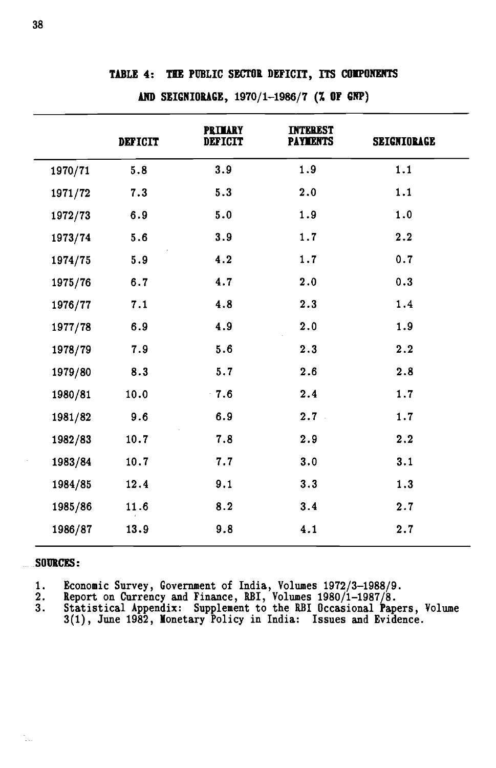**TABLE 4: THE PUBLIC SECTOR DEFICIT, ITS COMPONENTS AND SEIGNIORAGE, 1970/1–1986/7 (% OF GNP)**

| | DEFICIT | PRIMARY DEFICIT | INTEREST PAYMENTS | SEIGNIORAGE |
|---|---|---|---|---|
| 1970/71 | 5.8 | 3.9 | 1.9 | 1.1 |
| 1971/72 | 7.3 | 5.3 | 2.0 | 1.1 |
| 1972/73 | 6.9 | 5.0 | 1.9 | 1.0 |
| 1973/74 | 5.6 | 3.9 | 1.7 | 2.2 |
| 1974/75 | 5.9 | 4.2 | 1.7 | 0.7 |
| 1975/76 | 6.7 | 4.7 | 2.0 | 0.3 |
| 1976/77 | 7.1 | 4.8 | 2.3 | 1.4 |
| 1977/78 | 6.9 | 4.9 | 2.0 | 1.9 |
| 1978/79 | 7.9 | 5.6 | 2.3 | 2.2 |
| 1979/80 | 8.3 | 5.7 | 2.6 | 2.8 |
| 1980/81 | 10.0 | 7.6 | 2.4 | 1.7 |
| 1981/82 | 9.6 | 6.9 | 2.7 | 1.7 |
| 1982/83 | 10.7 | 7.8 | 2.9 | 2.2 |
| 1983/84 | 10.7 | 7.7 | 3.0 | 3.1 |
| 1984/85 | 12.4 | 9.1 | 3.3 | 1.3 |
| 1985/86 | 11.6 | 8.2 | 3.4 | 2.7 |
| 1986/87 | 13.9 | 9.8 | 4.1 | 2.7 |

**SOURCES:**

1. Economic Survey, Government of India, Volumes 1972/3–1988/9.
2. Report on Currency and Finance, RBI, Volumes 1980/1–1987/8.
3. Statistical Appendix: Supplement to the RBI Occasional Papers, Volume 3(1), June 1982, Monetary Policy in India: Issues and Evidence.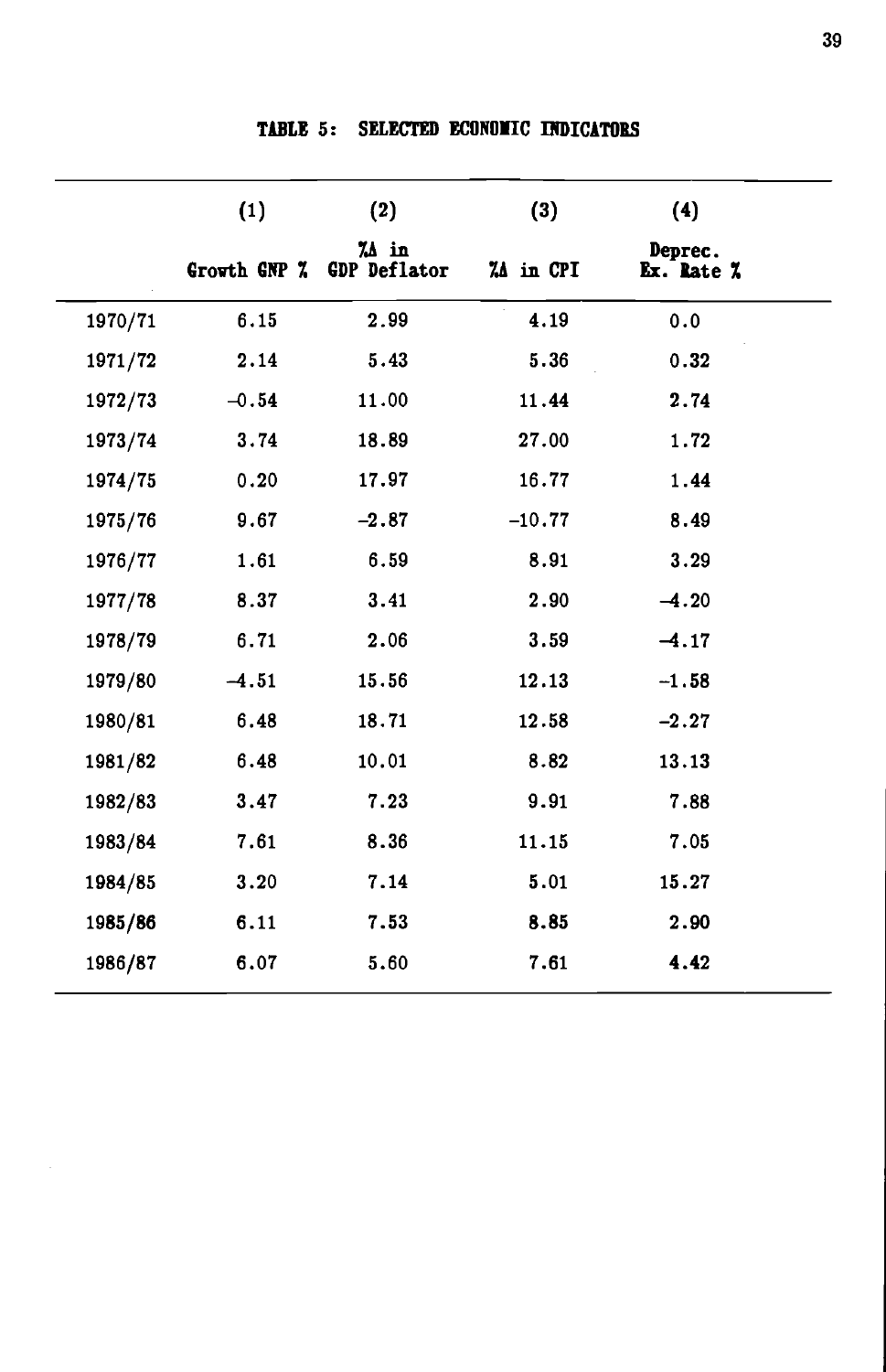**TABLE 5: SELECTED ECONOMIC INDICATORS**

| | (1) | (2) | (3) | (4) |
|---|---|---|---|---|
| | Growth GNP % | %Δ in GDP Deflator | %Δ in CPI | Deprec. Ex. Rate % |
| 1970/71 | 6.15 | 2.99 | 4.19 | 0.0 |
| 1971/72 | 2.14 | 5.43 | 5.36 | 0.32 |
| 1972/73 | -0.54 | 11.00 | 11.44 | 2.74 |
| 1973/74 | 3.74 | 18.89 | 27.00 | 1.72 |
| 1974/75 | 0.20 | 17.97 | 16.77 | 1.44 |
| 1975/76 | 9.67 | -2.87 | -10.77 | 8.49 |
| 1976/77 | 1.61 | 6.59 | 8.91 | 3.29 |
| 1977/78 | 8.37 | 3.41 | 2.90 | -4.20 |
| 1978/79 | 6.71 | 2.06 | 3.59 | -4.17 |
| 1979/80 | -4.51 | 15.56 | 12.13 | -1.58 |
| 1980/81 | 6.48 | 18.71 | 12.58 | -2.27 |
| 1981/82 | 6.48 | 10.01 | 8.82 | 13.13 |
| 1982/83 | 3.47 | 7.23 | 9.91 | 7.88 |
| 1983/84 | 7.61 | 8.36 | 11.15 | 7.05 |
| 1984/85 | 3.20 | 7.14 | 5.01 | 15.27 |
| 1985/86 | 6.11 | 7.53 | 8.85 | 2.90 |
| 1986/87 | 6.07 | 5.60 | 7.61 | 4.42 |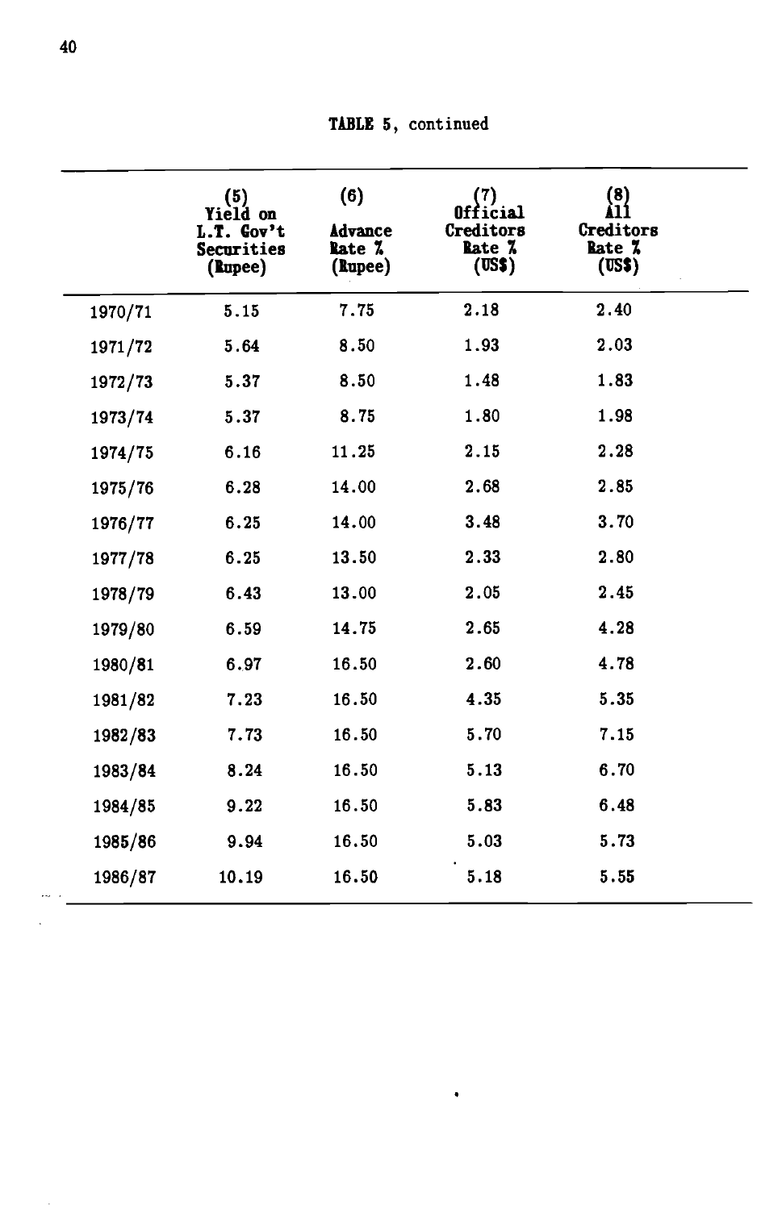TABLE 5, continued

| | (5) Yield on L.T. Gov't Securities (Rupee) | (6) Advance Rate % (Rupee) | (7) Official Creditors Rate % (US$) | (8) All Creditors Rate % (US$) |
|---|---|---|---|---|
| 1970/71 | 5.15 | 7.75 | 2.18 | 2.40 |
| 1971/72 | 5.64 | 8.50 | 1.93 | 2.03 |
| 1972/73 | 5.37 | 8.50 | 1.48 | 1.83 |
| 1973/74 | 5.37 | 8.75 | 1.80 | 1.98 |
| 1974/75 | 6.16 | 11.25 | 2.15 | 2.28 |
| 1975/76 | 6.28 | 14.00 | 2.68 | 2.85 |
| 1976/77 | 6.25 | 14.00 | 3.48 | 3.70 |
| 1977/78 | 6.25 | 13.50 | 2.33 | 2.80 |
| 1978/79 | 6.43 | 13.00 | 2.05 | 2.45 |
| 1979/80 | 6.59 | 14.75 | 2.65 | 4.28 |
| 1980/81 | 6.97 | 16.50 | 2.60 | 4.78 |
| 1981/82 | 7.23 | 16.50 | 4.35 | 5.35 |
| 1982/83 | 7.73 | 16.50 | 5.70 | 7.15 |
| 1983/84 | 8.24 | 16.50 | 5.13 | 6.70 |
| 1984/85 | 9.22 | 16.50 | 5.83 | 6.48 |
| 1985/86 | 9.94 | 16.50 | 5.03 | 5.73 |
| 1986/87 | 10.19 | 16.50 | 5.18 | 5.55 |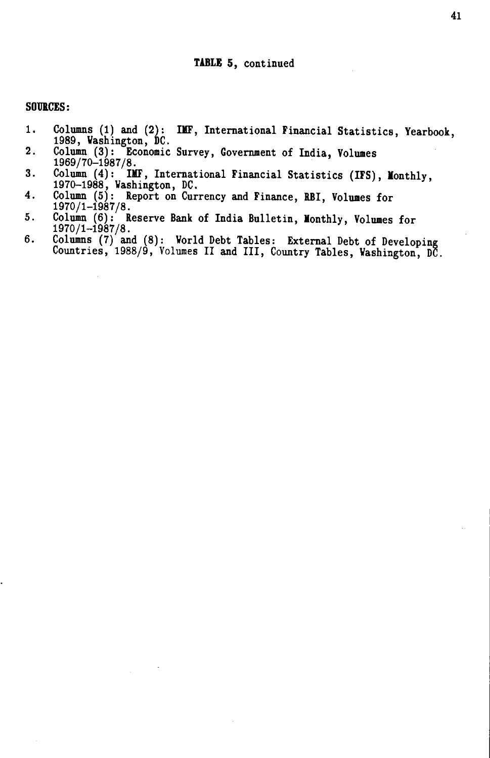**TABLE 5**, continued

**SOURCES:**

1. Columns (1) and (2): **IMF**, International Financial Statistics, Yearbook, 1989, Washington, DC.
2. Column (3): Economic Survey, Government of India, Volumes 1969/70–1987/8.
3. Column (4): **IMF**, International Financial Statistics (IFS), Monthly, 1970–1988, Washington, DC.
4. Column (5): Report on Currency and Finance, RBI, Volumes for 1970/1–1987/8.
5. Column (6): Reserve Bank of India Bulletin, Monthly, Volumes for 1970/1–1987/8.
6. Columns (7) and (8): World Debt Tables: External Debt of Developing Countries, 1988/9, Volumes II and III, Country Tables, Washington, DC.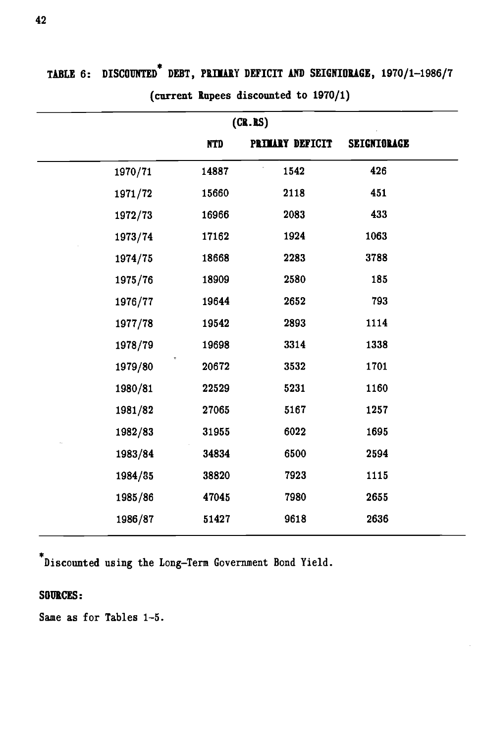**TABLE 6: DISCOUNTED* DEBT, PRIMARY DEFICIT AND SEIGNIORAGE, 1970/1-1986/7**

(current Rupees discounted to 1970/1)

(CR.RS)

| | NTD | PRIMARY DEFICIT | SEIGNIORAGE |
|---|---|---|---|
| 1970/71 | 14887 | 1542 | 426 |
| 1971/72 | 15660 | 2118 | 451 |
| 1972/73 | 16966 | 2083 | 433 |
| 1973/74 | 17162 | 1924 | 1063 |
| 1974/75 | 18668 | 2283 | 3788 |
| 1975/76 | 18909 | 2580 | 185 |
| 1976/77 | 19644 | 2652 | 793 |
| 1977/78 | 19542 | 2893 | 1114 |
| 1978/79 | 19698 | 3314 | 1338 |
| 1979/80 | 20672 | 3532 | 1701 |
| 1980/81 | 22529 | 5231 | 1160 |
| 1981/82 | 27065 | 5167 | 1257 |
| 1982/83 | 31955 | 6022 | 1695 |
| 1983/84 | 34834 | 6500 | 2594 |
| 1984/85 | 38820 | 7923 | 1115 |
| 1985/86 | 47045 | 7980 | 2655 |
| 1986/87 | 51427 | 9618 | 2636 |

*Discounted using the Long-Term Government Bond Yield.

**SOURCES:**

Same as for Tables 1-5.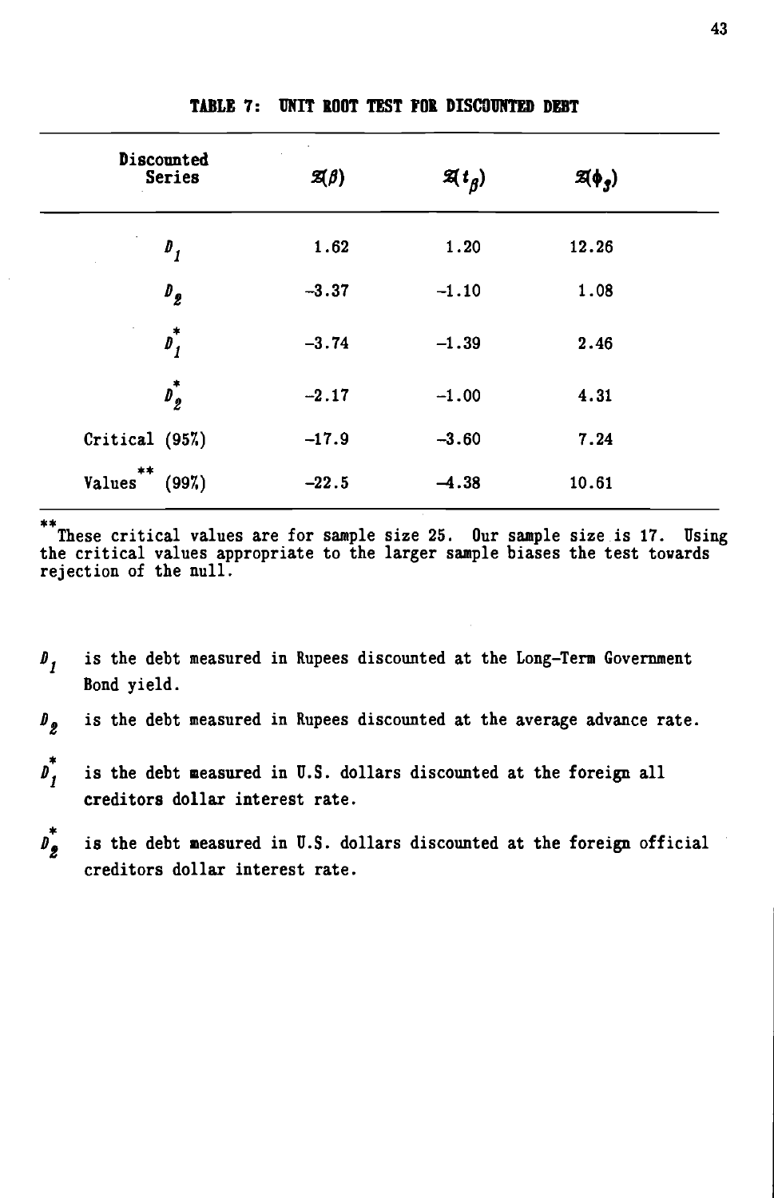**TABLE 7: UNIT ROOT TEST FOR DISCOUNTED DEBT**

| Discounted Series | $Z(\beta)$ | $Z(t_\beta)$ | $Z(\Phi_3)$ |
|---|---|---|---|
| $D_1$ | 1.62 | 1.20 | 12.26 |
| $D_2$ | -3.37 | -1.10 | 1.08 |
| $D_1^*$ | -3.74 | -1.39 | 2.46 |
| $D_2^*$ | -2.17 | -1.00 | 4.31 |
| Critical (95%) | -17.9 | -3.60 | 7.24 |
| Values** (99%) | -22.5 | -4.38 | 10.61 |

**These critical values are for sample size 25. Our sample size is 17. Using the critical values appropriate to the larger sample biases the test towards rejection of the null.

$D_1$ is the debt measured in Rupees discounted at the Long-Term Government Bond yield.

$D_2$ is the debt measured in Rupees discounted at the average advance rate.

$D_1^*$ is the debt measured in U.S. dollars discounted at the foreign all creditors dollar interest rate.

$D_2^*$ is the debt measured in U.S. dollars discounted at the foreign official creditors dollar interest rate.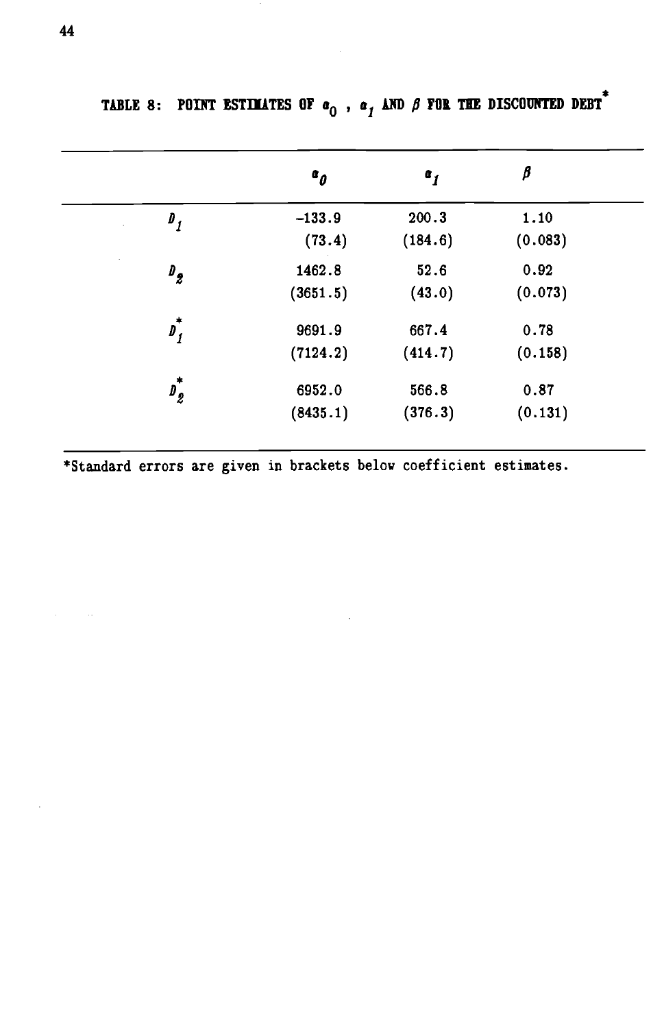TABLE 8: POINT ESTIMATES OF $\alpha_0$ , $\alpha_1$ AND $\beta$ FOR THE DISCOUNTED DEBT*

| | $\alpha_0$ | $\alpha_1$ | $\beta$ |
|---|---|---|---|
| $D_1$ | -133.9 | 200.3 | 1.10 |
| | (73.4) | (184.6) | (0.083) |
| $D_2$ | 1462.8 | 52.6 | 0.92 |
| | (3651.5) | (43.0) | (0.073) |
| $D_1^*$ | 9691.9 | 667.4 | 0.78 |
| | (7124.2) | (414.7) | (0.158) |
| $D_2^*$ | 6952.0 | 566.8 | 0.87 |
| | (8435.1) | (376.3) | (0.131) |

*Standard errors are given in brackets below coefficient estimates.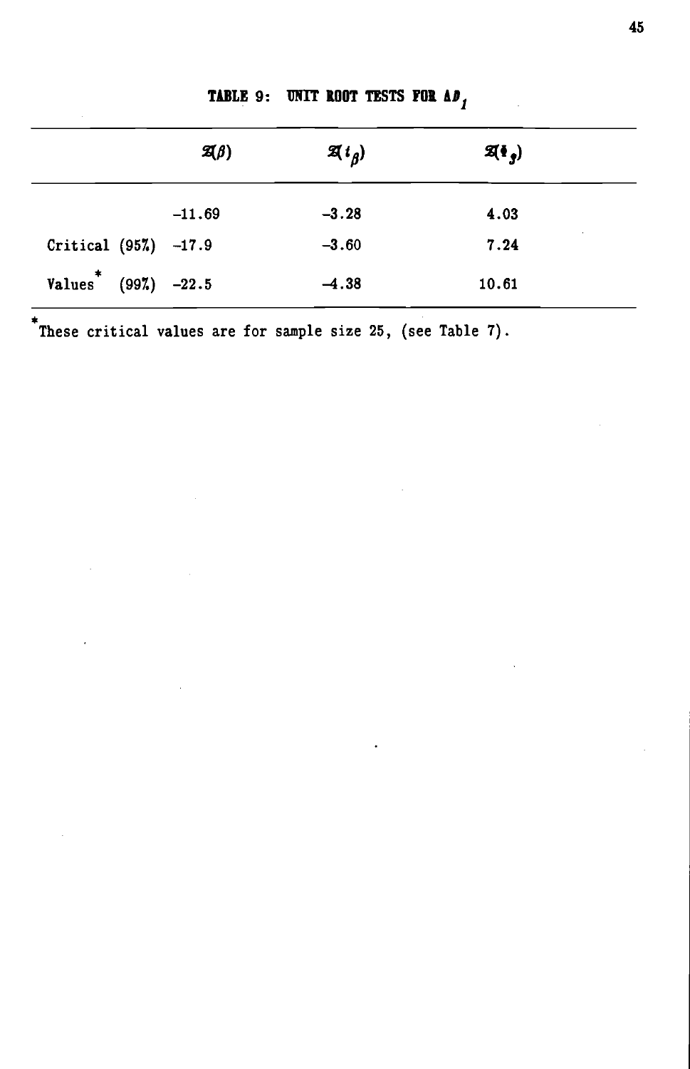# TABLE 9: UNIT ROOT TESTS FOR $\Delta D_1$

| | $\mathcal{Z}(\beta)$ | $\mathcal{Z}(t_\beta)$ | $\mathcal{Z}(\Phi_3)$ |
|---|---|---|---|
| | −11.69 | −3.28 | 4.03 |
| Critical (95%) | −17.9 | −3.60 | 7.24 |
| Values* (99%) | −22.5 | −4.38 | 10.61 |

*These critical values are for sample size 25, (see Table 7).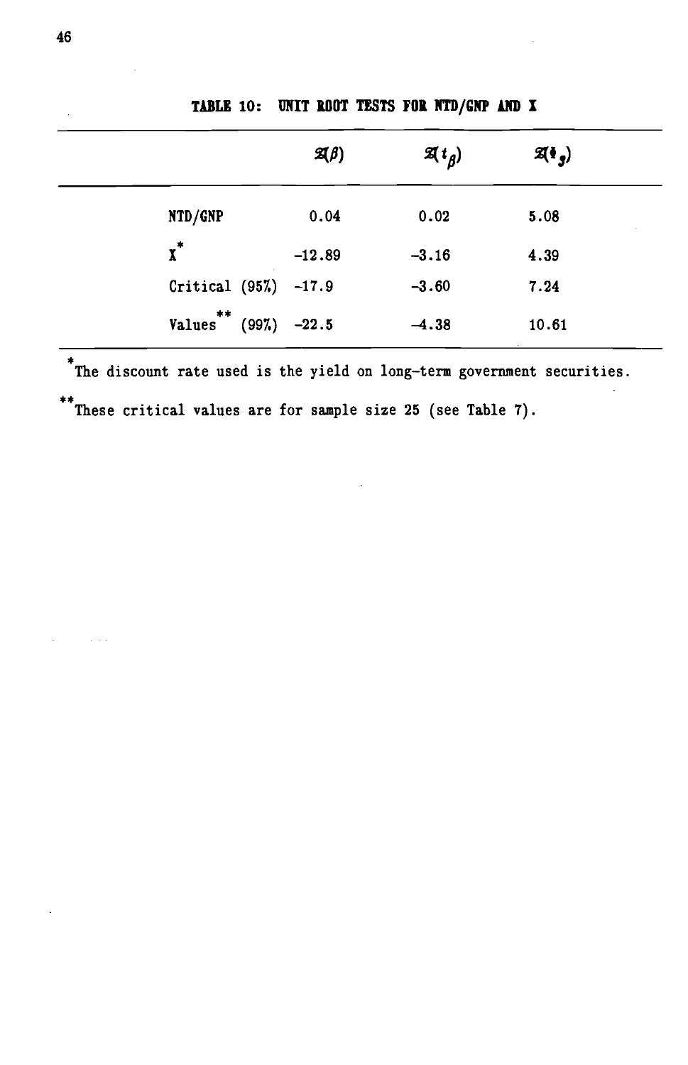**TABLE 10: UNIT ROOT TESTS FOR NTD/GNP AND X**

| | $Z(\beta)$ | $Z(t_{\beta})$ | $Z(\Phi_3)$ |
|---|---|---|---|
| NTD/GNP | 0.04 | 0.02 | 5.08 |
| $X^*$ | -12.89 | -3.16 | 4.39 |
| Critical (95%) | -17.9 | -3.60 | 7.24 |
| Values** (99%) | -22.5 | -4.38 | 10.61 |

*The discount rate used is the yield on long-term government securities.

**These critical values are for sample size 25 (see Table 7).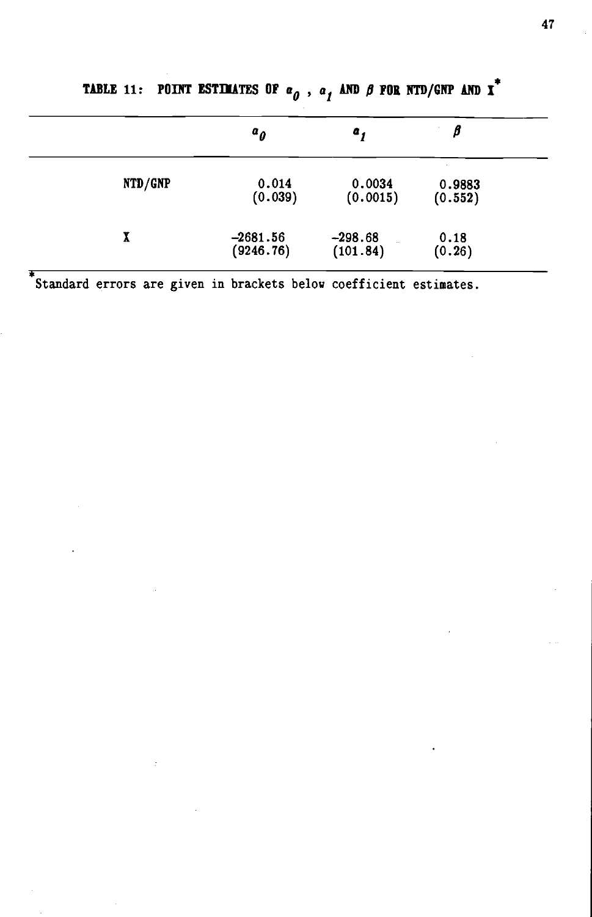**TABLE 11: POINT ESTIMATES OF $a_0$ , $a_1$ AND $\beta$ FOR NTD/GNP AND X***

| | $a_0$ | $a_1$ | $\beta$ |
|---|---|---|---|
| NTD/GNP | 0.014 | 0.0034 | 0.9883 |
| | (0.039) | (0.0015) | (0.552) |
| X | -2681.56 | -298.68 | 0.18 |
| | (9246.76) | (101.84) | (0.26) |

*Standard errors are given in brackets below coefficient estimates.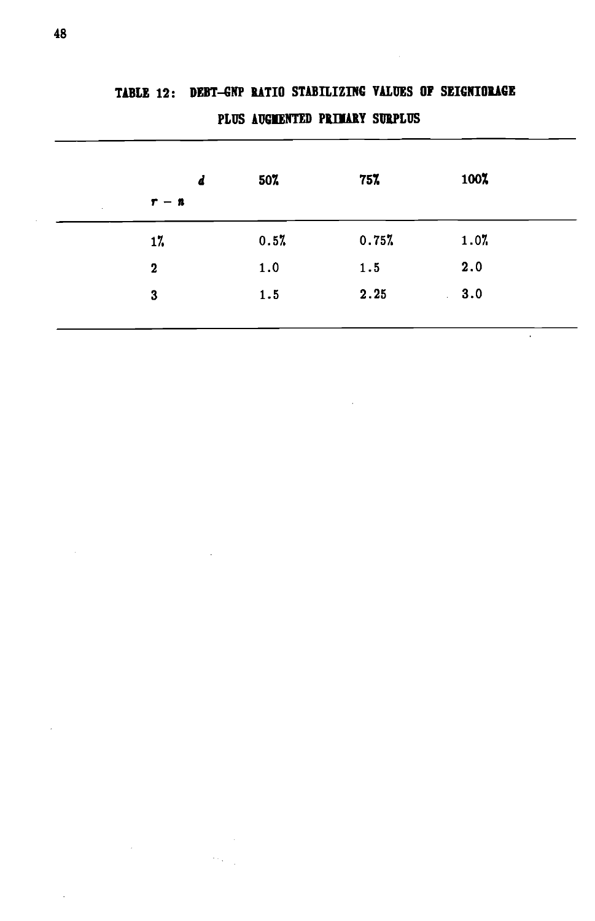**TABLE 12: DEBT–GNP RATIO STABILIZING VALUES OF SEIGNIORAGE PLUS AUGMENTED PRIMARY SURPLUS**

| $d$ / $r - n$ | 50% | 75% | 100% |
|---|---|---|---|
| 1% | 0.5% | 0.75% | 1.0% |
| 2 | 1.0 | 1.5 | 2.0 |
| 3 | 1.5 | 2.25 | 3.0 |